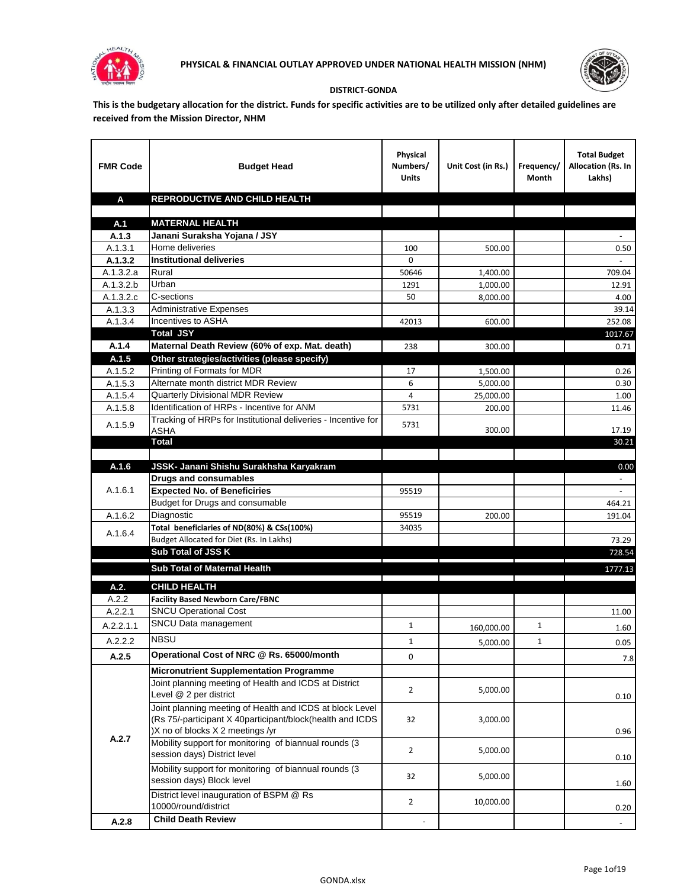# PHYSICAL & FINANCIAL OUTLAY APPROVED UNDER NATIONAL HEALTH MISSION (NHM)

**DISTRICT-GONDA**

**This is the budgetary allocation for the district. Funds for specific activities are to be utilized only after detailed guidelines are received from the Mission Director, NHM**

| FMR Code | Budget Head | Physical Numbers/ Units | Unit Cost (in Rs.) | Frequency/ Month | Total Budget Allocation (Rs. In Lakhs) |
|---|---|---|---|---|---|
| **A** | **REPRODUCTIVE AND CHILD HEALTH** | | | | |
| | | | | | |
| **A.1** | **MATERNAL HEALTH** | | | | |
| **A.1.3** | **Janani Suraksha Yojana / JSY** | | | | - |
| A.1.3.1 | Home deliveries | 100 | 500.00 | | 0.50 |
| **A.1.3.2** | **Institutional deliveries** | 0 | | | - |
| A.1.3.2.a | Rural | 50646 | 1,400.00 | | 709.04 |
| A.1.3.2.b | Urban | 1291 | 1,000.00 | | 12.91 |
| A.1.3.2.c | C-sections | 50 | 8,000.00 | | 4.00 |
| A.1.3.3 | Administrative Expenses | | | | 39.14 |
| A.1.3.4 | Incentives to ASHA | 42013 | 600.00 | | 252.08 |
| | **Total JSY** | | | | 1017.67 |
| **A.1.4** | **Maternal Death Review (60% of exp. Mat. death)** | 238 | 300.00 | | 0.71 |
| **A.1.5** | **Other strategies/activities (please specify)** | | | | |
| A.1.5.2 | Printing of Formats for MDR | 17 | 1,500.00 | | 0.26 |
| A.1.5.3 | Alternate month district MDR Review | 6 | 5,000.00 | | 0.30 |
| A.1.5.4 | Quarterly Divisional MDR Review | 4 | 25,000.00 | | 1.00 |
| A.1.5.8 | Identification of HRPs - Incentive for ANM | 5731 | 200.00 | | 11.46 |
| A.1.5.9 | Tracking of HRPs for Institutional deliveries - Incentive for ASHA | 5731 | 300.00 | | 17.19 |
| | **Total** | | | | 30.21 |
| | | | | | |
| **A.1.6** | **JSSK- Janani Shishu Surakhsha Karyakram** | | | | 0.00 |
| A.1.6.1 | **Drugs and consumables** | | | | - |
| | **Expected No. of Beneficiries** | 95519 | | | - |
| | Budget for Drugs and consumable | | | | 464.21 |
| A.1.6.2 | Diagnostic | 95519 | 200.00 | | 191.04 |
| A.1.6.4 | **Total beneficiaries of ND(80%) & CSs(100%)** | 34035 | | | |
| | Budget Allocated for Diet (Rs. In Lakhs) | | | | 73.29 |
| | **Sub Total of JSS K** | | | | 728.54 |
| | **Sub Total of Maternal Health** | | | | 1777.13 |
| **A.2.** | **CHILD HEALTH** | | | | |
| A.2.2 | **Facility Based Newborn Care/FBNC** | | | | |
| A.2.2.1 | SNCU Operational Cost | | | | 11.00 |
| A.2.2.1.1 | SNCU Data management | 1 | 160,000.00 | 1 | 1.60 |
| A.2.2.2 | NBSU | 1 | 5,000.00 | 1 | 0.05 |
| **A.2.5** | **Operational Cost of NRC @ Rs. 65000/month** | 0 | | | 7.8 |
| A.2.7 | **Micronutrient Supplementation Programme** | | | | |
| | Joint planning meeting of Health and ICDS at District Level @ 2 per district | 2 | 5,000.00 | | 0.10 |
| | Joint planning meeting of Health and ICDS at block Level (Rs 75/-participant X 40participant/block(health and ICDS )X no of blocks X 2 meetings /yr | 32 | 3,000.00 | | 0.96 |
| | Mobility support for monitoring of biannual rounds (3 session days) District level | 2 | 5,000.00 | | 0.10 |
| | Mobility support for monitoring of biannual rounds (3 session days) Block level | 32 | 5,000.00 | | 1.60 |
| | District level inauguration of BSPM @ Rs 10000/round/district | 2 | 10,000.00 | | 0.20 |
| **A.2.8** | **Child Death Review** | - | | | - |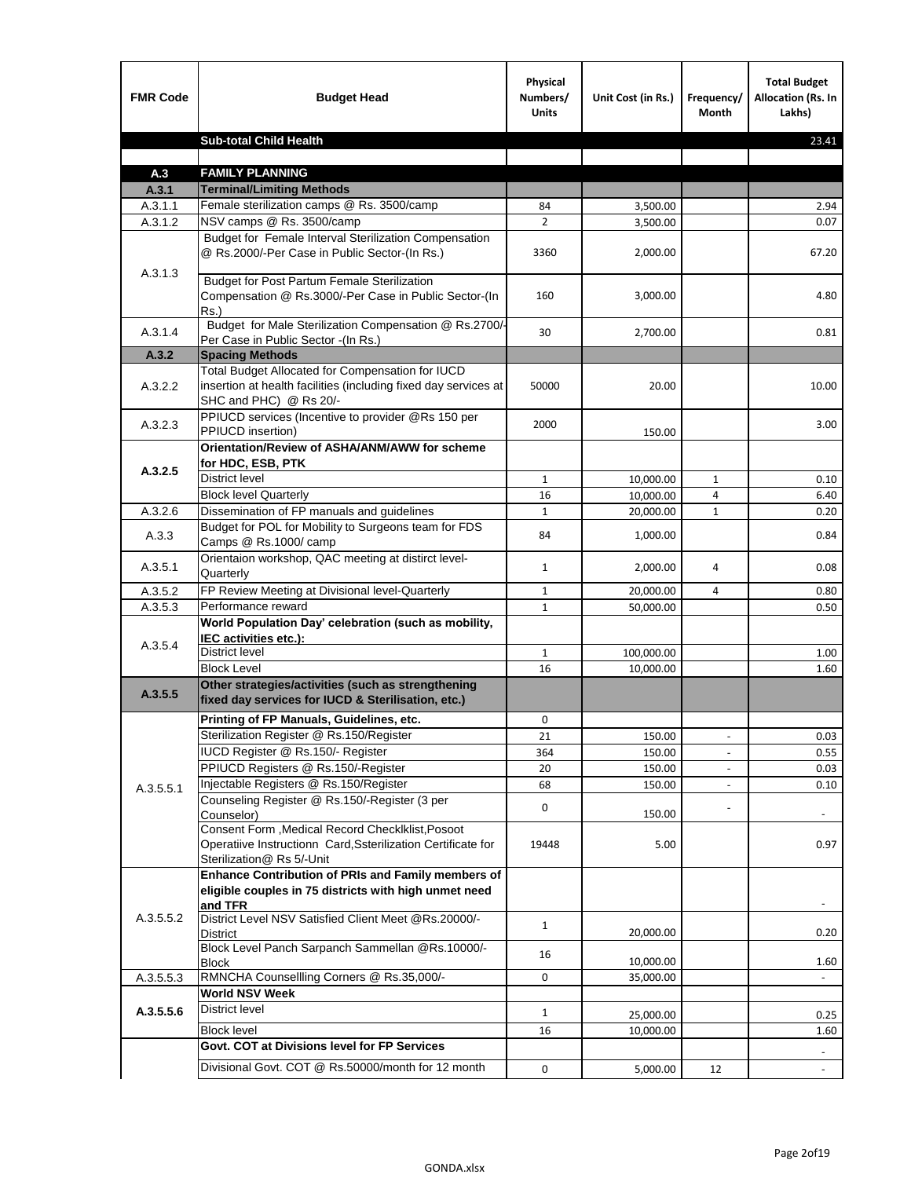| FMR Code | Budget Head | Physical Numbers/ Units | Unit Cost (in Rs.) | Frequency/ Month | Total Budget Allocation (Rs. In Lakhs) |
|---|---|---|---|---|---|
| | **Sub-total Child Health** | | | | 23.41 |
| | | | | | |
| **A.3** | **FAMILY PLANNING** | | | | |
| **A.3.1** | **Terminal/Limiting Methods** | | | | |
| A.3.1.1 | Female sterilization camps @ Rs. 3500/camp | 84 | 3,500.00 | | 2.94 |
| A.3.1.2 | NSV camps @ Rs. 3500/camp | 2 | 3,500.00 | | 0.07 |
| A.3.1.3 | Budget for Female Interval Sterilization Compensation @ Rs.2000/-Per Case in Public Sector-(In Rs.) | 3360 | 2,000.00 | | 67.20 |
| | Budget for Post Partum Female Sterilization Compensation @ Rs.3000/-Per Case in Public Sector-(In Rs.) | 160 | 3,000.00 | | 4.80 |
| A.3.1.4 | Budget for Male Sterilization Compensation @ Rs.2700/-Per Case in Public Sector -(In Rs.) | 30 | 2,700.00 | | 0.81 |
| **A.3.2** | **Spacing Methods** | | | | |
| A.3.2.2 | Total Budget Allocated for Compensation for IUCD insertion at health facilities (including fixed day services at SHC and PHC) @ Rs 20/- | 50000 | 20.00 | | 10.00 |
| A.3.2.3 | PPIUCD services (Incentive to provider @Rs 150 per PPIUCD insertion) | 2000 | 150.00 | | 3.00 |
| **A.3.2.5** | **Orientation/Review of ASHA/ANM/AWW for scheme for HDC, ESB, PTK** | | | | |
| | District level | 1 | 10,000.00 | 1 | 0.10 |
| | Block level Quarterly | 16 | 10,000.00 | 4 | 6.40 |
| A.3.2.6 | Dissemination of FP manuals and guidelines | 1 | 20,000.00 | 1 | 0.20 |
| A.3.3 | Budget for POL for Mobility to Surgeons team for FDS Camps @ Rs.1000/ camp | 84 | 1,000.00 | | 0.84 |
| A.3.5.1 | Orientaion workshop, QAC meeting at distirct level-Quarterly | 1 | 2,000.00 | 4 | 0.08 |
| A.3.5.2 | FP Review Meeting at Divisional level-Quarterly | 1 | 20,000.00 | 4 | 0.80 |
| A.3.5.3 | Performance reward | 1 | 50,000.00 | | 0.50 |
| A.3.5.4 | **World Population Day' celebration (such as mobility, IEC activities etc.):** | | | | |
| | District level | 1 | 100,000.00 | | 1.00 |
| | Block Level | 16 | 10,000.00 | | 1.60 |
| **A.3.5.5** | **Other strategies/activities (such as strengthening fixed day services for IUCD & Sterilisation, etc.)** | | | | |
| A.3.5.5.1 | **Printing of FP Manuals, Guidelines, etc.** | 0 | | | |
| | Sterilization Register @ Rs.150/Register | 21 | 150.00 | - | 0.03 |
| | IUCD Register @ Rs.150/- Register | 364 | 150.00 | - | 0.55 |
| | PPIUCD Registers @ Rs.150/-Register | 20 | 150.00 | - | 0.03 |
| | Injectable Registers @ Rs.150/Register | 68 | 150.00 | - | 0.10 |
| | Counseling Register @ Rs.150/-Register (3 per Counselor) | 0 | 150.00 | - | - |
| | Consent Form ,Medical Record Checklklist,Posoot Operatiive Instructionn Card,Ssterilization Certificate for Sterilization@ Rs 5/-Unit | 19448 | 5.00 | | 0.97 |
| A.3.5.5.2 | **Enhance Contribution of PRIs and Family members of eligible couples in 75 districts with high unmet need and TFR** | | | | - |
| | District Level NSV Satisfied Client Meet @Rs.20000/-District | 1 | 20,000.00 | | 0.20 |
| | Block Level Panch Sarpanch Sammellan @Rs.10000/-Block | 16 | 10,000.00 | | 1.60 |
| A.3.5.5.3 | RMNCHA Counsellling Corners @ Rs.35,000/- | 0 | 35,000.00 | | - |
| **A.3.5.5.6** | **World NSV Week** | | | | |
| | District level | 1 | 25,000.00 | | 0.25 |
| | Block level | 16 | 10,000.00 | | 1.60 |
| | **Govt. COT at Divisions level for FP Services** | | | | - |
| | Divisional Govt. COT @ Rs.50000/month for 12 month | 0 | 5,000.00 | 12 | - |

GONDA.xlsx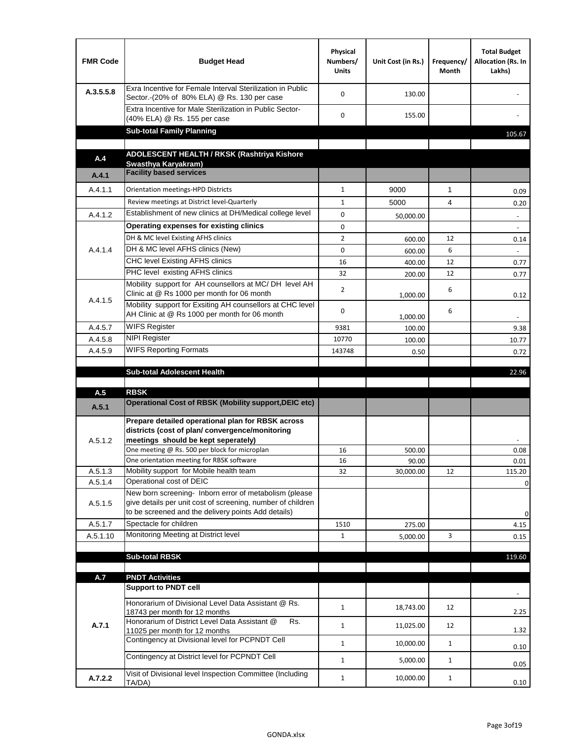| FMR Code | Budget Head | Physical Numbers/ Units | Unit Cost (in Rs.) | Frequency/ Month | Total Budget Allocation (Rs. In Lakhs) |
|---|---|---|---|---|---|
| A.3.5.5.8 | Exra Incentive for Female Interval Sterilization in Public Sector.-(20% of 80% ELA) @ Rs. 130 per case | 0 | 130.00 | | - |
| | Extra Incentive for Male Sterilization in Public Sector-(40% ELA) @ Rs. 155 per case | 0 | 155.00 | | - |
| | **Sub-total Family Planning** | | | | 105.67 |
| | | | | | |
| **A.4** | **ADOLESCENT HEALTH / RKSK (Rashtriya Kishore Swasthya Karyakram)** | | | | |
| **A.4.1** | **Facility based services** | | | | |
| A.4.1.1 | Orientation meetings-HPD Districts | 1 | 9000 | 1 | 0.09 |
| | Review meetings at District level-Quarterly | 1 | 5000 | 4 | 0.20 |
| A.4.1.2 | Establishment of new clinics at DH/Medical college level | 0 | 50,000.00 | | - |
| A.4.1.4 | **Operating expenses for existing clinics** | 0 | | | - |
| | DH & MC level Existing AFHS clinics | 2 | 600.00 | 12 | 0.14 |
| | DH & MC level AFHS clinics (New) | 0 | 600.00 | 6 | - |
| | CHC level Existing AFHS clinics | 16 | 400.00 | 12 | 0.77 |
| | PHC level existing AFHS clinics | 32 | 200.00 | 12 | 0.77 |
| A.4.1.5 | Mobility support for AH counsellors at MC/ DH level AH Clinic at @ Rs 1000 per month for 06 month | 2 | 1,000.00 | 6 | 0.12 |
| | Mobility support for Exsiting AH counsellors at CHC level AH Clinic at @ Rs 1000 per month for 06 month | 0 | 1,000.00 | 6 | - |
| A.4.5.7 | WIFS Register | 9381 | 100.00 | | 9.38 |
| A.4.5.8 | NIPI Register | 10770 | 100.00 | | 10.77 |
| A.4.5.9 | WIFS Reporting Formats | 143748 | 0.50 | | 0.72 |
| | | | | | |
| | **Sub-total Adolescent Health** | | | | 22.96 |
| | | | | | |
| **A.5** | **RBSK** | | | | |
| **A.5.1** | **Operational Cost of RBSK (Mobility support,DEIC etc)** | | | | |
| A.5.1.2 | **Prepare detailed operational plan for RBSK across districts (cost of plan/ convergence/monitoring meetings should be kept seperately)** | | | | - |
| | One meeting @ Rs. 500 per block for microplan | 16 | 500.00 | | 0.08 |
| | One orientation meeting for RBSK software | 16 | 90.00 | | 0.01 |
| A.5.1.3 | Mobility support for Mobile health team | 32 | 30,000.00 | 12 | 115.20 |
| A.5.1.4 | Operational cost of DEIC | | | | 0 |
| A.5.1.5 | New born screening- Inborn error of metabolism (please give details per unit cost of screening, number of children to be screened and the delivery points Add details) | | | | 0 |
| A.5.1.7 | Spectacle for children | 1510 | 275.00 | | 4.15 |
| A.5.1.10 | Monitoring Meeting at District level | 1 | 5,000.00 | 3 | 0.15 |
| | | | | | |
| | **Sub-total RBSK** | | | | 119.60 |
| | | | | | |
| **A.7** | **PNDT Activities** | | | | |
| **A.7.1** | **Support to PNDT cell** | | | | - |
| | Honorarium of Divisional Level Data Assistant @ Rs. 18743 per month for 12 months | 1 | 18,743.00 | 12 | 2.25 |
| | Honorarium of District Level Data Assistant @ Rs. 11025 per month for 12 months | 1 | 11,025.00 | 12 | 1.32 |
| | Contingency at Divisional level for PCPNDT Cell | 1 | 10,000.00 | 1 | 0.10 |
| | Contingency at District level for PCPNDT Cell | 1 | 5,000.00 | 1 | 0.05 |
| **A.7.2.2** | Visit of Divisional level Inspection Committee (Including TA/DA) | 1 | 10,000.00 | 1 | 0.10 |

GONDA.xlsx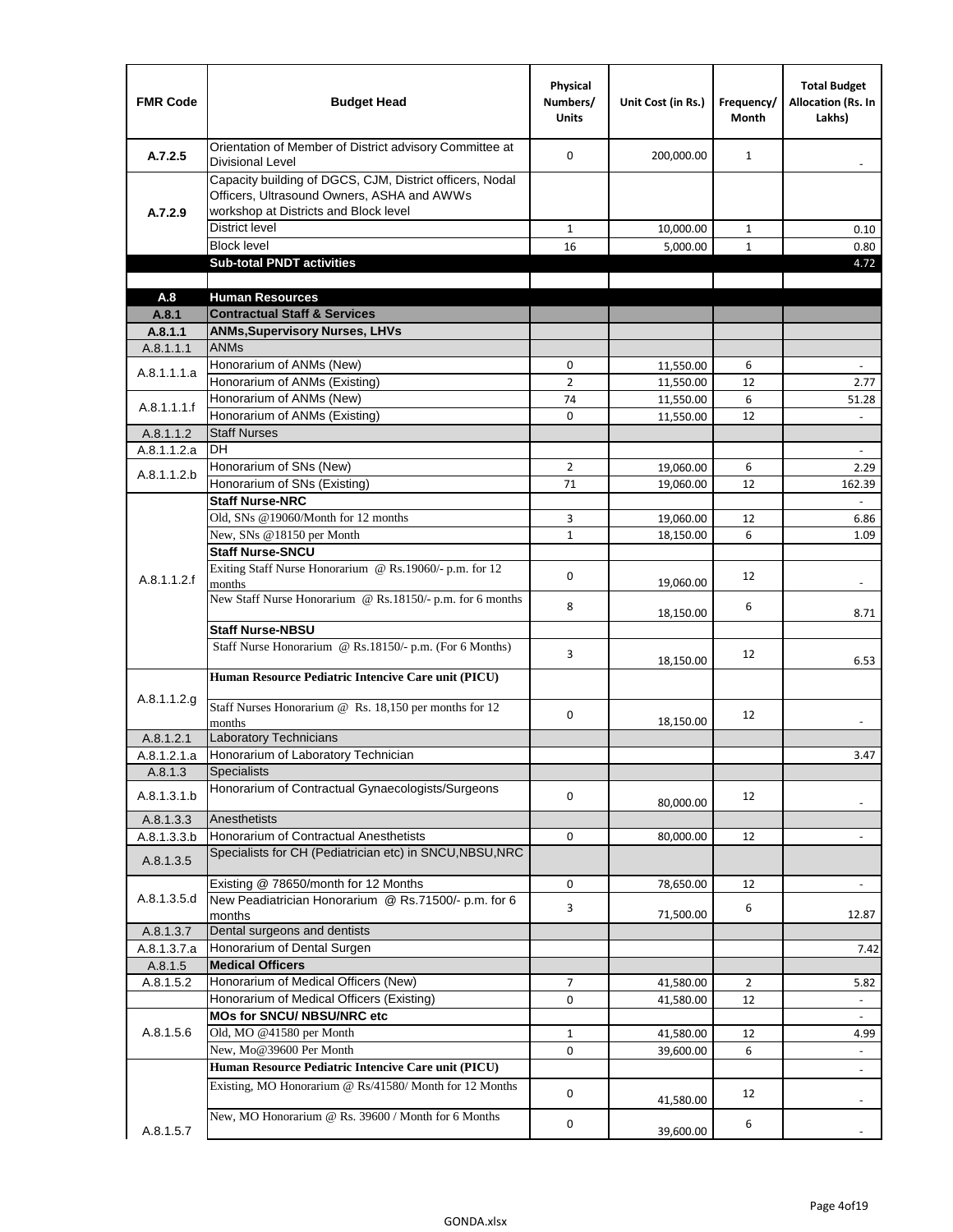| FMR Code | Budget Head | Physical Numbers/ Units | Unit Cost (in Rs.) | Frequency/ Month | Total Budget Allocation (Rs. In Lakhs) |
|---|---|---|---|---|---|
| A.7.2.5 | Orientation of Member of District advisory Committee at Divisional Level | 0 | 200,000.00 | 1 | - |
| A.7.2.9 | Capacity building of DGCS, CJM, District officers, Nodal Officers, Ultrasound Owners, ASHA and AWWs workshop at Districts and Block level | | | | |
| | District level | 1 | 10,000.00 | 1 | 0.10 |
| | Block level | 16 | 5,000.00 | 1 | 0.80 |
| | **Sub-total PNDT activities** | | | | 4.72 |
| | | | | | |
| **A.8** | **Human Resources** | | | | |
| **A.8.1** | **Contractual Staff & Services** | | | | |
| **A.8.1.1** | **ANMs,Supervisory Nurses, LHVs** | | | | |
| A.8.1.1.1 | ANMs | | | | |
| A.8.1.1.1.a | Honorarium of ANMs (New) | 0 | 11,550.00 | 6 | - |
| | Honorarium of ANMs (Existing) | 2 | 11,550.00 | 12 | 2.77 |
| A.8.1.1.1.f | Honorarium of ANMs (New) | 74 | 11,550.00 | 6 | 51.28 |
| | Honorarium of ANMs (Existing) | 0 | 11,550.00 | 12 | - |
| A.8.1.1.2 | Staff Nurses | | | | |
| A.8.1.1.2.a | DH | | | | - |
| A.8.1.1.2.b | Honorarium of SNs (New) | 2 | 19,060.00 | 6 | 2.29 |
| | Honorarium of SNs (Existing) | 71 | 19,060.00 | 12 | 162.39 |
| A.8.1.1.2.f | **Staff Nurse-NRC** | | | | - |
| | Old, SNs @19060/Month for 12 months | 3 | 19,060.00 | 12 | 6.86 |
| | New, SNs @18150 per Month | 1 | 18,150.00 | 6 | 1.09 |
| | **Staff Nurse-SNCU** | | | | |
| | Exiting Staff Nurse Honorarium @ Rs.19060/- p.m. for 12 months | 0 | 19,060.00 | 12 | - |
| | New Staff Nurse Honorarium @ Rs.18150/- p.m. for 6 months | 8 | 18,150.00 | 6 | 8.71 |
| | **Staff Nurse-NBSU** | | | | |
| | Staff Nurse Honorarium @ Rs.18150/- p.m. (For 6 Months) | 3 | 18,150.00 | 12 | 6.53 |
| A.8.1.1.2.g | **Human Resource Pediatric Intencive Care unit (PICU)** | | | | |
| | Staff Nurses Honorarium @ Rs. 18,150 per months for 12 months | 0 | 18,150.00 | 12 | - |
| A.8.1.2.1 | Laboratory Technicians | | | | |
| A.8.1.2.1.a | Honorarium of Laboratory Technician | | | | 3.47 |
| A.8.1.3 | Specialists | | | | |
| A.8.1.3.1.b | Honorarium of Contractual Gynaecologists/Surgeons | 0 | 80,000.00 | 12 | - |
| A.8.1.3.3 | Anesthetists | | | | |
| A.8.1.3.3.b | Honorarium of Contractual Anesthetists | 0 | 80,000.00 | 12 | - |
| A.8.1.3.5 | Specialists for CH (Pediatrician etc) in SNCU,NBSU,NRC | | | | |
| A.8.1.3.5.d | Existing @ 78650/month for 12 Months | 0 | 78,650.00 | 12 | - |
| | New Peadiatrician Honorarium @ Rs.71500/- p.m. for 6 months | 3 | 71,500.00 | 6 | 12.87 |
| A.8.1.3.7 | Dental surgeons and dentists | | | | |
| A.8.1.3.7.a | Honorarium of Dental Surgen | | | | 7.42 |
| A.8.1.5 | **Medical Officers** | | | | |
| A.8.1.5.2 | Honorarium of Medical Officers (New) | 7 | 41,580.00 | 2 | 5.82 |
| | Honorarium of Medical Officers (Existing) | 0 | 41,580.00 | 12 | - |
| A.8.1.5.6 | **MOs for SNCU/ NBSU/NRC etc** | | | | - |
| | Old, MO @41580 per Month | 1 | 41,580.00 | 12 | 4.99 |
| | New, Mo@39600 Per Month | 0 | 39,600.00 | 6 | - |
| A.8.1.5.7 | **Human Resource Pediatric Intencive Care unit (PICU)** | | | | - |
| | Existing, MO Honorarium @ Rs/41580/ Month for 12 Months | 0 | 41,580.00 | 12 | - |
| | New, MO Honorarium @ Rs. 39600 / Month for 6 Months | 0 | 39,600.00 | 6 | - |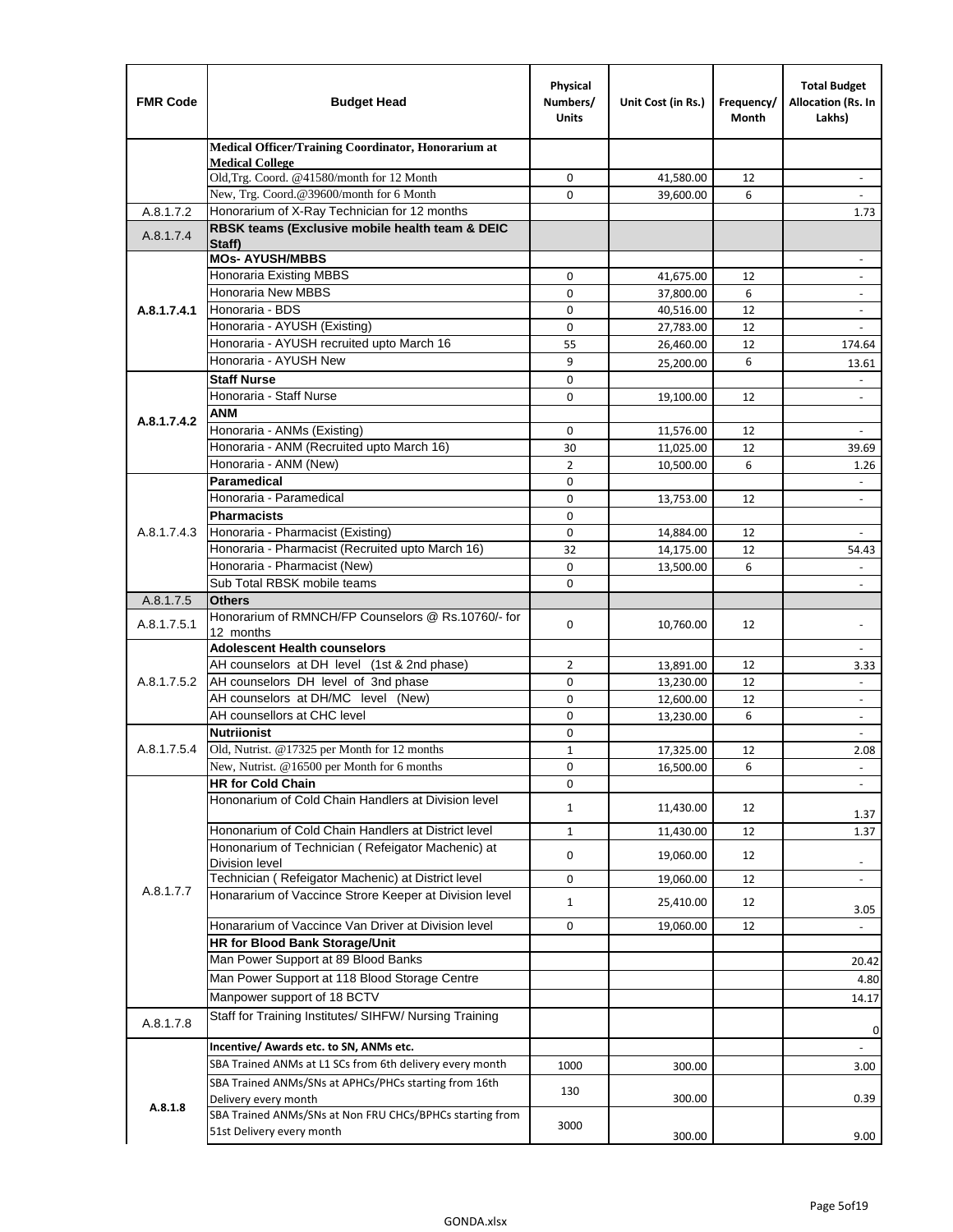| FMR Code | Budget Head | Physical Numbers/ Units | Unit Cost (in Rs.) | Frequency/ Month | Total Budget Allocation (Rs. In Lakhs) |
|---|---|---|---|---|---|
| | **Medical Officer/Training Coordinator, Honorarium at Medical College** | | | | |
| | Old,Trg. Coord. @41580/month for 12 Month | 0 | 41,580.00 | 12 | - |
| | New, Trg. Coord.@39600/month for 6 Month | 0 | 39,600.00 | 6 | - |
| A.8.1.7.2 | Honorarium of X-Ray Technician for 12 months | | | | 1.73 |
| A.8.1.7.4 | **RBSK teams (Exclusive mobile health team & DEIC Staff)** | | | | |
| A.8.1.7.4.1 | **MOs- AYUSH/MBBS** | | | | - |
| | Honoraria Existing MBBS | 0 | 41,675.00 | 12 | - |
| | Honoraria New MBBS | 0 | 37,800.00 | 6 | - |
| | Honoraria - BDS | 0 | 40,516.00 | 12 | - |
| | Honoraria - AYUSH (Existing) | 0 | 27,783.00 | 12 | - |
| | Honoraria - AYUSH recruited upto March 16 | 55 | 26,460.00 | 12 | 174.64 |
| | Honoraria - AYUSH New | 9 | 25,200.00 | 6 | 13.61 |
| A.8.1.7.4.2 | **Staff Nurse** | 0 | | | - |
| | Honoraria - Staff Nurse | 0 | 19,100.00 | 12 | - |
| | **ANM** | | | | |
| | Honoraria - ANMs (Existing) | 0 | 11,576.00 | 12 | - |
| | Honoraria - ANM (Recruited upto March 16) | 30 | 11,025.00 | 12 | 39.69 |
| | Honoraria - ANM (New) | 2 | 10,500.00 | 6 | 1.26 |
| A.8.1.7.4.3 | **Paramedical** | 0 | | | - |
| | Honoraria - Paramedical | 0 | 13,753.00 | 12 | - |
| | **Pharmacists** | 0 | | | |
| | Honoraria - Pharmacist (Existing) | 0 | 14,884.00 | 12 | - |
| | Honoraria - Pharmacist (Recruited upto March 16) | 32 | 14,175.00 | 12 | 54.43 |
| | Honoraria - Pharmacist (New) | 0 | 13,500.00 | 6 | - |
| | Sub Total RBSK mobile teams | 0 | | | - |
| A.8.1.7.5 | **Others** | | | | |
| A.8.1.7.5.1 | Honorarium of RMNCH/FP Counselors @ Rs.10760/- for 12 months | 0 | 10,760.00 | 12 | - |
| A.8.1.7.5.2 | **Adolescent Health counselors** | | | | - |
| | AH counselors at DH level (1st & 2nd phase) | 2 | 13,891.00 | 12 | 3.33 |
| | AH counselors DH level of 3nd phase | 0 | 13,230.00 | 12 | - |
| | AH counselors at DH/MC level (New) | 0 | 12,600.00 | 12 | - |
| | AH counsellors at CHC level | 0 | 13,230.00 | 6 | - |
| A.8.1.7.5.4 | **Nutriionist** | 0 | | | - |
| | Old, Nutrist. @17325 per Month for 12 months | 1 | 17,325.00 | 12 | 2.08 |
| | New, Nutrist. @16500 per Month for 6 months | 0 | 16,500.00 | 6 | - |
| A.8.1.7.7 | **HR for Cold Chain** | 0 | | | - |
| | Hononarium of Cold Chain Handlers at Division level | 1 | 11,430.00 | 12 | 1.37 |
| | Hononarium of Cold Chain Handlers at District level | 1 | 11,430.00 | 12 | 1.37 |
| | Hononarium of Technician ( Refeigator Machenic) at Division level | 0 | 19,060.00 | 12 | - |
| | Technician ( Refeigator Machenic) at District level | 0 | 19,060.00 | 12 | - |
| | Honararium of Vaccince Strore Keeper at Division level | 1 | 25,410.00 | 12 | 3.05 |
| | Honararium of Vaccince Van Driver at Division level | 0 | 19,060.00 | 12 | - |
| | **HR for Blood Bank Storage/Unit** | | | | |
| | Man Power Support at 89 Blood Banks | | | | 20.42 |
| | Man Power Support at 118 Blood Storage Centre | | | | 4.80 |
| | Manpower support of 18 BCTV | | | | 14.17 |
| A.8.1.7.8 | Staff for Training Institutes/ SIHFW/ Nursing Training | | | | 0 |
| A.8.1.8 | **Incentive/ Awards etc. to SN, ANMs etc.** | | | | - |
| | SBA Trained ANMs at L1 SCs from 6th delivery every month | 1000 | 300.00 | | 3.00 |
| | SBA Trained ANMs/SNs at APHCs/PHCs starting from 16th Delivery every month | 130 | 300.00 | | 0.39 |
| | SBA Trained ANMs/SNs at Non FRU CHCs/BPHCs starting from 51st Delivery every month | 3000 | 300.00 | | 9.00 |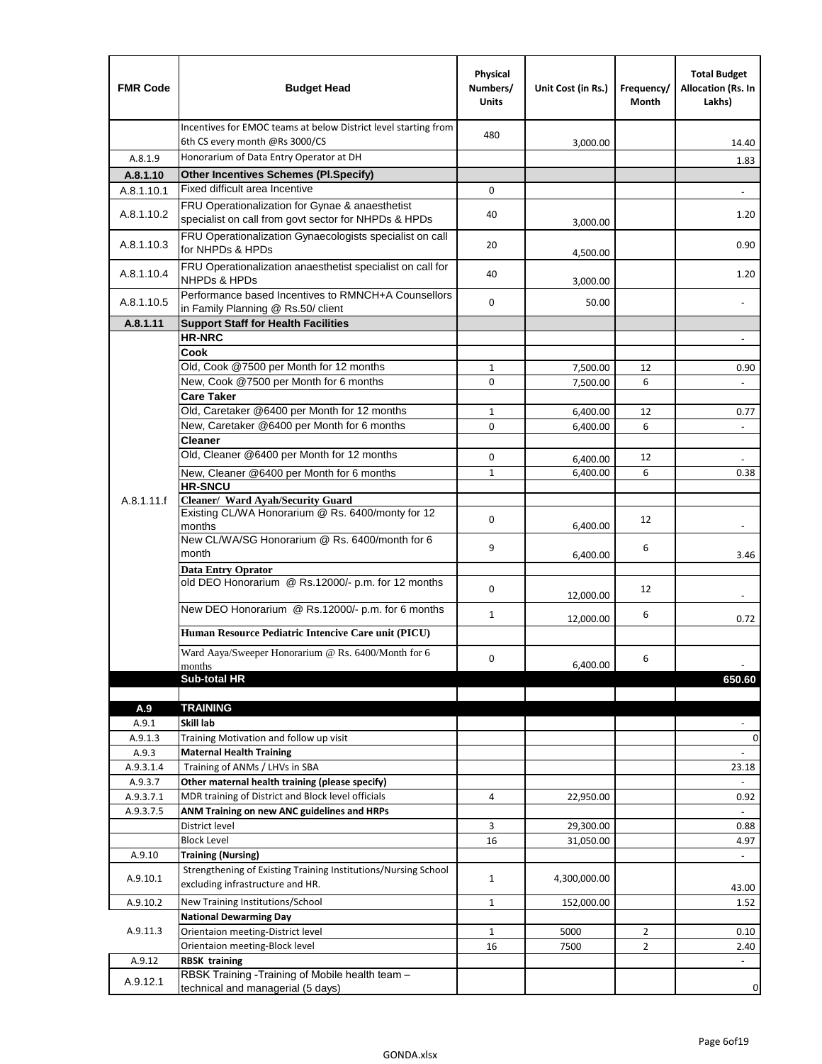| FMR Code | Budget Head | Physical Numbers/ Units | Unit Cost (in Rs.) | Frequency/ Month | Total Budget Allocation (Rs. In Lakhs) |
|---|---|---|---|---|---|
| | Incentives for EMOC teams at below District level starting from 6th CS every month @Rs 3000/CS | 480 | 3,000.00 | | 14.40 |
| A.8.1.9 | Honorarium of Data Entry Operator at DH | | | | 1.83 |
| **A.8.1.10** | **Other Incentives Schemes (Pl.Specify)** | | | | |
| A.8.1.10.1 | Fixed difficult area Incentive | 0 | | | - |
| A.8.1.10.2 | FRU Operationalization for Gynae & anaesthetist specialist on call from govt sector for NHPDs & HPDs | 40 | 3,000.00 | | 1.20 |
| A.8.1.10.3 | FRU Operationalization Gynaecologists specialist on call for NHPDs & HPDs | 20 | 4,500.00 | | 0.90 |
| A.8.1.10.4 | FRU Operationalization anaesthetist specialist on call for NHPDs & HPDs | 40 | 3,000.00 | | 1.20 |
| A.8.1.10.5 | Performance based Incentives to RMNCH+A Counsellors in Family Planning @ Rs.50/ client | 0 | 50.00 | | - |
| **A.8.1.11** | **Support Staff for Health Facilities** | | | | |
| A.8.1.11.f | **HR-NRC** | | | | - |
| | **Cook** | | | | |
| | Old, Cook @7500 per Month for 12 months | 1 | 7,500.00 | 12 | 0.90 |
| | New, Cook @7500 per Month for 6 months | 0 | 7,500.00 | 6 | - |
| | **Care Taker** | | | | |
| | Old, Caretaker @6400 per Month for 12 months | 1 | 6,400.00 | 12 | 0.77 |
| | New, Caretaker @6400 per Month for 6 months | 0 | 6,400.00 | 6 | - |
| | **Cleaner** | | | | |
| | Old, Cleaner @6400 per Month for 12 months | 0 | 6,400.00 | 12 | - |
| | New, Cleaner @6400 per Month for 6 months | 1 | 6,400.00 | 6 | 0.38 |
| | **HR-SNCU** | | | | |
| | **Cleaner/ Ward Ayah/Security Guard** | | | | |
| | Existing CL/WA Honorarium @ Rs. 6400/monty for 12 months | 0 | 6,400.00 | 12 | - |
| | New CL/WA/SG Honorarium @ Rs. 6400/month for 6 month | 9 | 6,400.00 | 6 | 3.46 |
| | **Data Entry Oprator** | | | | |
| | old DEO Honorarium @ Rs.12000/- p.m. for 12 months | 0 | 12,000.00 | 12 | - |
| | New DEO Honorarium @ Rs.12000/- p.m. for 6 months | 1 | 12,000.00 | 6 | 0.72 |
| | **Human Resource Pediatric Intencive Care unit (PICU)** | | | | |
| | Ward Aaya/Sweeper Honorarium @ Rs. 6400/Month for 6 months | 0 | 6,400.00 | 6 | - |
| | **Sub-total HR** | | | | **650.60** |
| | | | | | |
| **A.9** | **TRAINING** | | | | |
| A.9.1 | **Skill lab** | | | | - |
| A.9.1.3 | Training Motivation and follow up visit | | | | 0 |
| A.9.3 | **Maternal Health Training** | | | | - |
| A.9.3.1.4 | Training of ANMs / LHVs in SBA | | | | 23.18 |
| A.9.3.7 | **Other maternal health training (please specify)** | | | | - |
| A.9.3.7.1 | MDR training of District and Block level officials | 4 | 22,950.00 | | 0.92 |
| A.9.3.7.5 | **ANM Training on new ANC guidelines and HRPs** | | | | - |
| | District level | 3 | 29,300.00 | | 0.88 |
| | Block Level | 16 | 31,050.00 | | 4.97 |
| A.9.10 | **Training (Nursing)** | | | | - |
| A.9.10.1 | Strengthening of Existing Training Institutions/Nursing School excluding infrastructure and HR. | 1 | 4,300,000.00 | | 43.00 |
| A.9.10.2 | New Training Institutions/School | 1 | 152,000.00 | | 1.52 |
| A.9.11.3 | **National Dewarming Day** | | | | |
| | Orientaion meeting-District level | 1 | 5000 | 2 | 0.10 |
| | Orientaion meeting-Block level | 16 | 7500 | 2 | 2.40 |
| A.9.12 | **RBSK training** | | | | - |
| A.9.12.1 | RBSK Training -Training of Mobile health team – technical and managerial (5 days) | | | | 0 |

GONDA.xlsx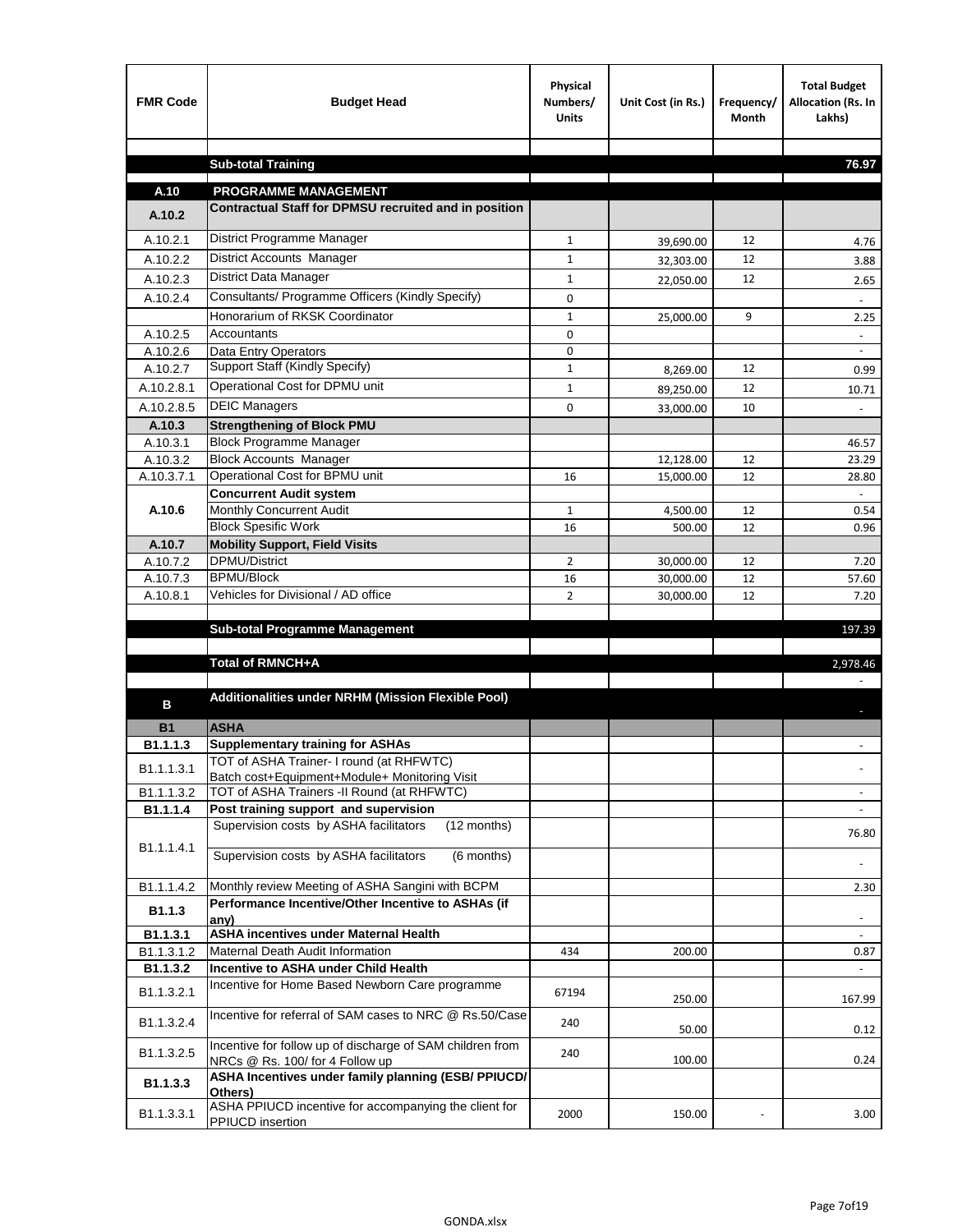| FMR Code | Budget Head | Physical Numbers/ Units | Unit Cost (in Rs.) | Frequency/ Month | Total Budget Allocation (Rs. In Lakhs) |
|---|---|---|---|---|---|
| | | | | | |
| | **Sub-total Training** | | | | **76.97** |
| **A.10** | **PROGRAMME MANAGEMENT** | | | | |
| **A.10.2** | **Contractual Staff for DPMSU recruited and in position** | | | | |
| A.10.2.1 | District Programme Manager | 1 | 39,690.00 | 12 | 4.76 |
| A.10.2.2 | District Accounts Manager | 1 | 32,303.00 | 12 | 3.88 |
| A.10.2.3 | District Data Manager | 1 | 22,050.00 | 12 | 2.65 |
| A.10.2.4 | Consultants/ Programme Officers (Kindly Specify) | 0 | | | - |
| | Honorarium of RKSK Coordinator | 1 | 25,000.00 | 9 | 2.25 |
| A.10.2.5 | Accountants | 0 | | | - |
| A.10.2.6 | Data Entry Operators | 0 | | | - |
| A.10.2.7 | Support Staff (Kindly Specify) | 1 | 8,269.00 | 12 | 0.99 |
| A.10.2.8.1 | Operational Cost for DPMU unit | 1 | 89,250.00 | 12 | 10.71 |
| A.10.2.8.5 | DEIC Managers | 0 | 33,000.00 | 10 | - |
| **A.10.3** | **Strengthening of Block PMU** | | | | |
| A.10.3.1 | Block Programme Manager | | | | 46.57 |
| A.10.3.2 | Block Accounts Manager | | 12,128.00 | 12 | 23.29 |
| A.10.3.7.1 | Operational Cost for BPMU unit | 16 | 15,000.00 | 12 | 28.80 |
| **A.10.6** | **Concurrent Audit system** | | | | - |
| | Monthly Concurrent Audit | 1 | 4,500.00 | 12 | 0.54 |
| | Block Spesific Work | 16 | 500.00 | 12 | 0.96 |
| **A.10.7** | **Mobility Support, Field Visits** | | | | |
| A.10.7.2 | DPMU/District | 2 | 30,000.00 | 12 | 7.20 |
| A.10.7.3 | BPMU/Block | 16 | 30,000.00 | 12 | 57.60 |
| A.10.8.1 | Vehicles for Divisional / AD office | 2 | 30,000.00 | 12 | 7.20 |
| | | | | | |
| | **Sub-total Programme Management** | | | | 197.39 |
| | | | | | |
| | **Total of RMNCH+A** | | | | 2,978.46 |
| | | | | | - |
| **B** | **Additionalities under NRHM (Mission Flexible Pool)** | | | | - |
| **B1** | **ASHA** | | | | |
| **B1.1.1.3** | **Supplementary training for ASHAs** | | | | - |
| B1.1.1.3.1 | TOT of ASHA Trainer- I round (at RHFWTC) Batch cost+Equipment+Module+ Monitoring Visit | | | | - |
| B1.1.1.3.2 | TOT of ASHA Trainers -II Round (at RHFWTC) | | | | - |
| **B1.1.1.4** | **Post training support and supervision** | | | | - |
| B1.1.1.4.1 | Supervision costs by ASHA facilitators (12 months) | | | | 76.80 |
| | Supervision costs by ASHA facilitators (6 months) | | | | - |
| B1.1.1.4.2 | Monthly review Meeting of ASHA Sangini with BCPM | | | | 2.30 |
| **B1.1.3** | **Performance Incentive/Other Incentive to ASHAs (if any)** | | | | - |
| **B1.1.3.1** | **ASHA incentives under Maternal Health** | | | | - |
| B1.1.3.1.2 | Maternal Death Audit Information | 434 | 200.00 | | 0.87 |
| **B1.1.3.2** | **Incentive to ASHA under Child Health** | | | | - |
| B1.1.3.2.1 | Incentive for Home Based Newborn Care programme | 67194 | 250.00 | | 167.99 |
| B1.1.3.2.4 | Incentive for referral of SAM cases to NRC @ Rs.50/Case | 240 | 50.00 | | 0.12 |
| B1.1.3.2.5 | Incentive for follow up of discharge of SAM children from NRCs @ Rs. 100/ for 4 Follow up | 240 | 100.00 | | 0.24 |
| **B1.1.3.3** | **ASHA Incentives under family planning (ESB/ PPIUCD/ Others)** | | | | |
| B1.1.3.3.1 | ASHA PPIUCD incentive for accompanying the client for PPIUCD insertion | 2000 | 150.00 | - | 3.00 |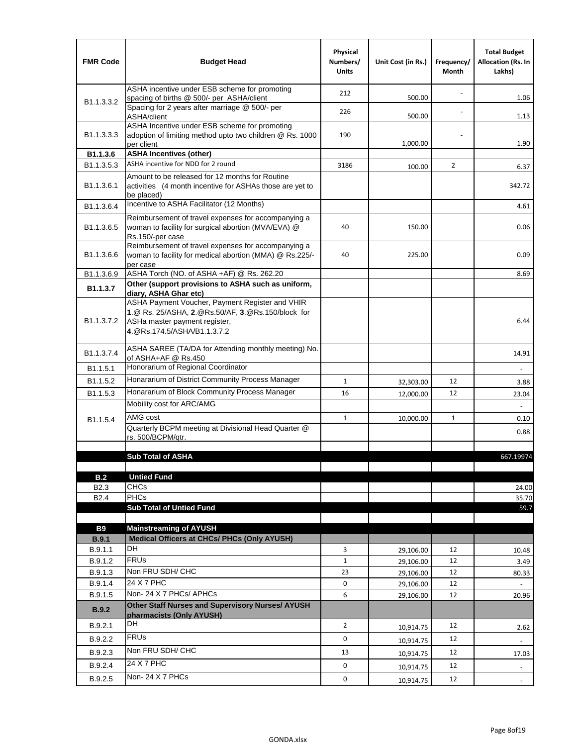| FMR Code | Budget Head | Physical Numbers/ Units | Unit Cost (in Rs.) | Frequency/ Month | Total Budget Allocation (Rs. In Lakhs) |
|---|---|---|---|---|---|
| B1.1.3.3.2 | ASHA incentive under ESB scheme for promoting spacing of births @ 500/- per ASHA/client | 212 | 500.00 | - | 1.06 |
| | Spacing for 2 years after marriage @ 500/- per ASHA/client | 226 | 500.00 | - | 1.13 |
| B1.1.3.3.3 | ASHA Incentive under ESB scheme for promoting adoption of limiting method upto two children @ Rs. 1000 per client | 190 | 1,000.00 | - | 1.90 |
| **B1.1.3.6** | **ASHA Incentives (other)** | | | | |
| B1.1.3.5.3 | ASHA incentive for NDD for 2 round | 3186 | 100.00 | 2 | 6.37 |
| B1.1.3.6.1 | Amount to be released for 12 months for Routine activities (4 month incentive for ASHAs those are yet to be placed) | | | | 342.72 |
| B1.1.3.6.4 | Incentive to ASHA Facilitator (12 Months) | | | | 4.61 |
| B1.1.3.6.5 | Reimbursement of travel expenses for accompanying a woman to facility for surgical abortion (MVA/EVA) @ Rs.150/-per case | 40 | 150.00 | | 0.06 |
| B1.1.3.6.6 | Reimbursement of travel expenses for accompanying a woman to facility for medical abortion (MMA) @ Rs.225/-per case | 40 | 225.00 | | 0.09 |
| B1.1.3.6.9 | ASHA Torch (NO. of ASHA +AF) @ Rs. 262.20 | | | | 8.69 |
| **B1.1.3.7** | **Other (support provisions to ASHA such as uniform, diary, ASHA Ghar etc)** | | | | |
| B1.1.3.7.2 | ASHA Payment Voucher, Payment Register and VHIR **1**.@ Rs. 25/ASHA, **2**.@Rs.50/AF, **3**.@Rs.150/block for ASHa master payment register, **4**.@Rs.174.5/ASHA/B1.1.3.7.2 | | | | 6.44 |
| B1.1.3.7.4 | ASHA SAREE (TA/DA for Attending monthly meeting) No. of ASHA+AF @ Rs.450 | | | | 14.91 |
| B1.1.5.1 | Honorarium of Regional Coordinator | | | | - |
| B1.1.5.2 | Honararium of District Community Process Manager | 1 | 32,303.00 | 12 | 3.88 |
| B1.1.5.3 | Honararium of Block Community Process Manager | 16 | 12,000.00 | 12 | 23.04 |
| B1.1.5.4 | Mobility cost for ARC/AMG | | | | - |
| | AMG cost | 1 | 10,000.00 | 1 | 0.10 |
| | Quarterly BCPM meeting at Divisional Head Quarter @ rs. 500/BCPM/qtr. | | | | 0.88 |
| | | | | | |
| | **Sub Total of ASHA** | | | | 667.19974 |
| | | | | | |
| **B.2** | **Untied Fund** | | | | |
| B2.3 | CHCs | | | | 24.00 |
| B2.4 | PHCs | | | | 35.70 |
| | **Sub Total of Untied Fund** | | | | 59.7 |
| | | | | | |
| **B9** | **Mainstreaming of AYUSH** | | | | |
| **B.9.1** | **Medical Officers at CHCs/ PHCs (Only AYUSH)** | | | | |
| B.9.1.1 | DH | 3 | 29,106.00 | 12 | 10.48 |
| B.9.1.2 | FRUs | 1 | 29,106.00 | 12 | 3.49 |
| B.9.1.3 | Non FRU SDH/ CHC | 23 | 29,106.00 | 12 | 80.33 |
| B.9.1.4 | 24 X 7 PHC | 0 | 29,106.00 | 12 | - |
| B.9.1.5 | Non- 24 X 7 PHCs/ APHCs | 6 | 29,106.00 | 12 | 20.96 |
| **B.9.2** | **Other Staff Nurses and Supervisory Nurses/ AYUSH pharmacists (Only AYUSH)** | | | | |
| B.9.2.1 | DH | 2 | 10,914.75 | 12 | 2.62 |
| B.9.2.2 | FRUs | 0 | 10,914.75 | 12 | - |
| B.9.2.3 | Non FRU SDH/ CHC | 13 | 10,914.75 | 12 | 17.03 |
| B.9.2.4 | 24 X 7 PHC | 0 | 10,914.75 | 12 | - |
| B.9.2.5 | Non- 24 X 7 PHCs | 0 | 10,914.75 | 12 | - |

GONDA.xlsx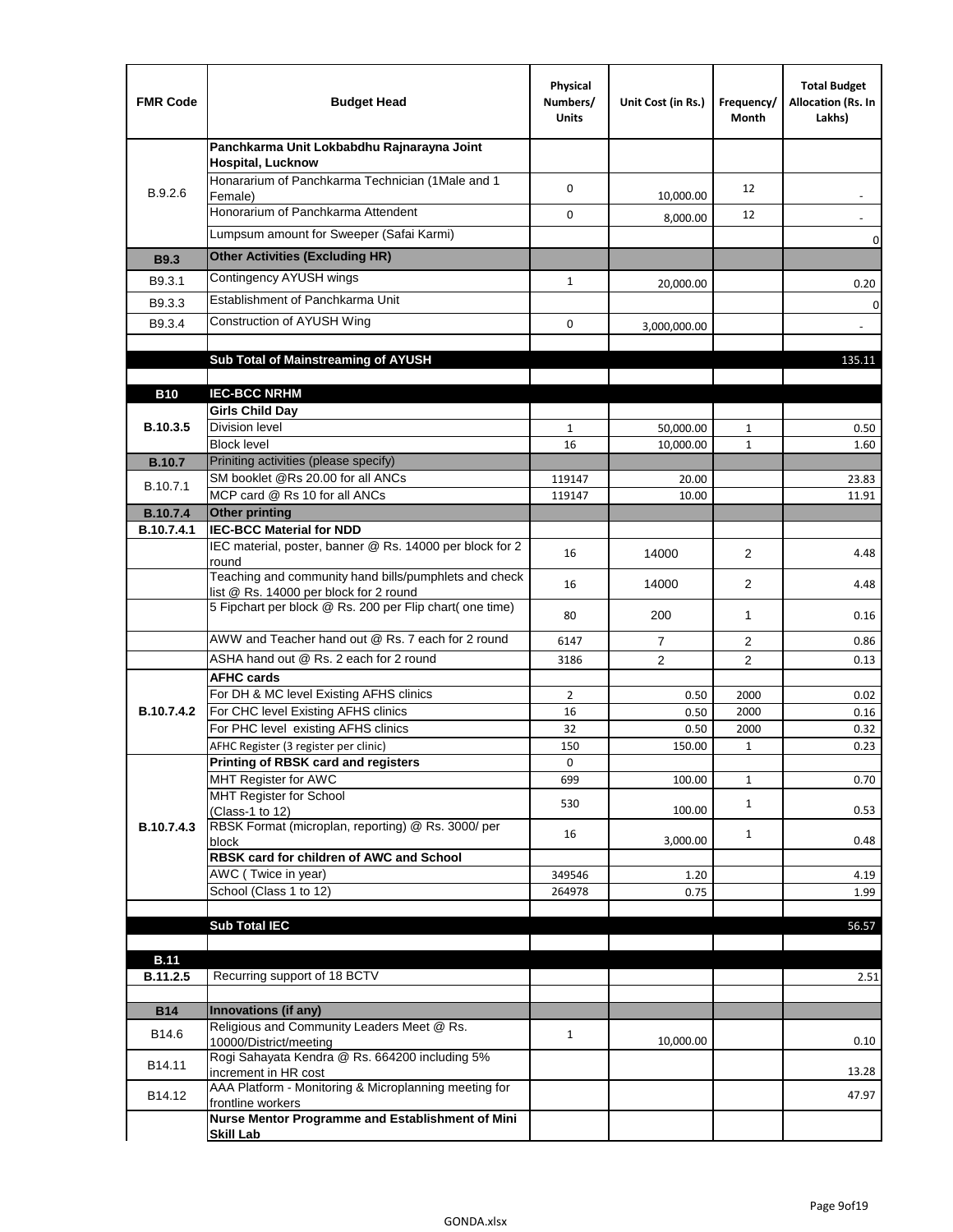| FMR Code | Budget Head | Physical Numbers/ Units | Unit Cost (in Rs.) | Frequency/ Month | Total Budget Allocation (Rs. In Lakhs) |
|---|---|---|---|---|---|
| B.9.2.6 | **Panchkarma Unit Lokbabdhu Rajnarayna Joint Hospital, Lucknow** | | | | |
| | Honorarium of Panchkarma Technician (1Male and 1 Female) | 0 | 10,000.00 | 12 | - |
| | Honorarium of Panchkarma Attendent | 0 | 8,000.00 | 12 | - |
| | Lumpsum amount for Sweeper (Safai Karmi) | | | | 0 |
| **B9.3** | **Other Activities (Excluding HR)** | | | | |
| B9.3.1 | Contingency AYUSH wings | 1 | 20,000.00 | | 0.20 |
| B9.3.3 | Establishment of Panchkarma Unit | | | | 0 |
| B9.3.4 | Construction of AYUSH Wing | 0 | 3,000,000.00 | | - |
| | | | | | |
| | **Sub Total of Mainstreaming of AYUSH** | | | | 135.11 |
| | | | | | |
| **B10** | **IEC-BCC NRHM** | | | | |
| **B.10.3.5** | **Girls Child Day** | | | | |
| | Division level | 1 | 50,000.00 | 1 | 0.50 |
| | Block level | 16 | 10,000.00 | 1 | 1.60 |
| **B.10.7** | Priniting activities (please specify) | | | | |
| B.10.7.1 | SM booklet @Rs 20.00 for all ANCs | 119147 | 20.00 | | 23.83 |
| | MCP card @ Rs 10 for all ANCs | 119147 | 10.00 | | 11.91 |
| **B.10.7.4** | **Other printing** | | | | |
| **B.10.7.4.1** | **IEC-BCC Material for NDD** | | | | |
| | IEC material, poster, banner @ Rs. 14000 per block for 2 round | 16 | 14000 | 2 | 4.48 |
| | Teaching and community hand bills/pumphlets and check list @ Rs. 14000 per block for 2 round | 16 | 14000 | 2 | 4.48 |
| | 5 Fipchart per block @ Rs. 200 per Flip chart( one time) | 80 | 200 | 1 | 0.16 |
| | AWW and Teacher hand out @ Rs. 7 each for 2 round | 6147 | 7 | 2 | 0.86 |
| | ASHA hand out @ Rs. 2 each for 2 round | 3186 | 2 | 2 | 0.13 |
| **B.10.7.4.2** | **AFHC cards** | | | | |
| | For DH & MC level Existing AFHS clinics | 2 | 0.50 | 2000 | 0.02 |
| | For CHC level Existing AFHS clinics | 16 | 0.50 | 2000 | 0.16 |
| | For PHC level existing AFHS clinics | 32 | 0.50 | 2000 | 0.32 |
| | AFHC Register (3 register per clinic) | 150 | 150.00 | 1 | 0.23 |
| **B.10.7.4.3** | **Printing of RBSK card and registers** | 0 | | | |
| | MHT Register for AWC | 699 | 100.00 | 1 | 0.70 |
| | MHT Register for School (Class-1 to 12) | 530 | 100.00 | 1 | 0.53 |
| | RBSK Format (microplan, reporting) @ Rs. 3000/ per block | 16 | 3,000.00 | 1 | 0.48 |
| | **RBSK card for children of AWC and School** | | | | |
| | AWC ( Twice in year) | 349546 | 1.20 | | 4.19 |
| | School (Class 1 to 12) | 264978 | 0.75 | | 1.99 |
| | | | | | |
| | **Sub Total IEC** | | | | 56.57 |
| | | | | | |
| **B.11** | | | | | |
| **B.11.2.5** | Recurring support of 18 BCTV | | | | 2.51 |
| | | | | | |
| **B14** | **Innovations (if any)** | | | | |
| B14.6 | Religious and Community Leaders Meet @ Rs. 10000/District/meeting | 1 | 10,000.00 | | 0.10 |
| B14.11 | Rogi Sahayata Kendra @ Rs. 664200 including 5% increment in HR cost | | | | 13.28 |
| B14.12 | AAA Platform - Monitoring & Microplanning meeting for frontline workers | | | | 47.97 |
| | **Nurse Mentor Programme and Establishment of Mini Skill Lab** | | | | |

GONDA.xlsx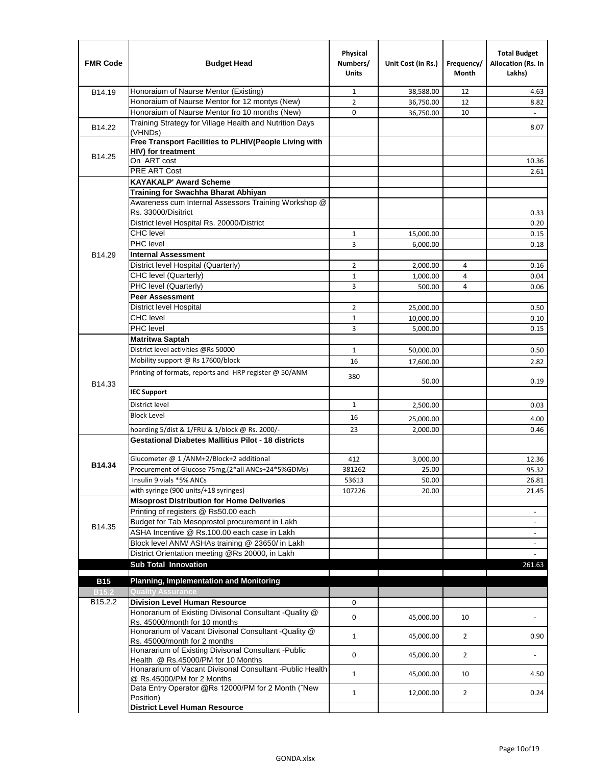| FMR Code | Budget Head | Physical Numbers/ Units | Unit Cost (in Rs.) | Frequency/ Month | Total Budget Allocation (Rs. In Lakhs) |
|---|---|---|---|---|---|
| B14.19 | Honoraium of Naurse Mentor (Existing) | 1 | 38,588.00 | 12 | 4.63 |
| | Honoraium of Naurse Mentor for 12 montys (New) | 2 | 36,750.00 | 12 | 8.82 |
| | Honoraium of Naurse Mentor fro 10 months (New) | 0 | 36,750.00 | 10 | - |
| B14.22 | Training Strategy for Village Health and Nutrition Days (VHNDs) | | | | 8.07 |
| B14.25 | **Free Transport Facilities to PLHIV(People Living with HIV) for treatment** | | | | |
| | On ART cost | | | | 10.36 |
| | PRE ART Cost | | | | 2.61 |
| B14.29 | **KAYAKALP' Award Scheme** | | | | |
| | **Training for Swachha Bharat Abhiyan** | | | | |
| | Awareness cum Internal Assessors Training Workshop @ Rs. 33000/Disitrict | | | | 0.33 |
| | District level Hospital Rs. 20000/District | | | | 0.20 |
| | CHC level | 1 | 15,000.00 | | 0.15 |
| | PHC level | 3 | 6,000.00 | | 0.18 |
| | **Internal Assessment** | | | | |
| | District level Hospital (Quarterly) | 2 | 2,000.00 | 4 | 0.16 |
| | CHC level (Quarterly) | 1 | 1,000.00 | 4 | 0.04 |
| | PHC level (Quarterly) | 3 | 500.00 | 4 | 0.06 |
| | **Peer Assessment** | | | | |
| | District level Hospital | 2 | 25,000.00 | | 0.50 |
| | CHC level | 1 | 10,000.00 | | 0.10 |
| | PHC level | 3 | 5,000.00 | | 0.15 |
| B14.33 | **Matritwa Saptah** | | | | |
| | District level activities @Rs 50000 | 1 | 50,000.00 | | 0.50 |
| | Mobility support @ Rs 17600/block | 16 | 17,600.00 | | 2.82 |
| | Printing of formats, reports and HRP register @ 50/ANM | 380 | 50.00 | | 0.19 |
| | **IEC Support** | | | | |
| | District level | 1 | 2,500.00 | | 0.03 |
| | Block Level | 16 | 25,000.00 | | 4.00 |
| | hoarding 5/dist & 1/FRU & 1/block @ Rs. 2000/- | 23 | 2,000.00 | | 0.46 |
| **B14.34** | **Gestational Diabetes Mallitius Pilot - 18 districts** | | | | |
| | Glucometer @ 1 /ANM+2/Block+2 additional | 412 | 3,000.00 | | 12.36 |
| | Procurement of Glucose 75mg,(2*all ANCs+24*5%GDMs) | 381262 | 25.00 | | 95.32 |
| | Insulin 9 vials *5% ANCs | 53613 | 50.00 | | 26.81 |
| | with syringe (900 units/+18 syringes) | 107226 | 20.00 | | 21.45 |
| B14.35 | **Misoprost Distribution for Home Deliveries** | | | | |
| | Printing of registers @ Rs50.00 each | | | | - |
| | Budget for Tab Mesoprostol procurement in Lakh | | | | - |
| | ASHA Incentive @ Rs.100.00 each case in Lakh | | | | - |
| | Block level ANM/ ASHAs training @ 23650/ in Lakh | | | | - |
| | District Orientation meeting @Rs 20000, in Lakh | | | | - |
| | **Sub Total Innovation** | | | | 261.63 |
| **B15** | **Planning, Implementation and Monitoring** | | | | |
| **B15.2** | **Quality Assurance** | | | | |
| B15.2.2 | **Division Level Human Resource** | 0 | | | |
| | Honorarium of Existing Divisonal Consultant -Quality @ Rs. 45000/month for 10 months | 0 | 45,000.00 | 10 | - |
| | Honorarium of Vacant Divisonal Consultant -Quality @ Rs. 45000/month for 2 months | 1 | 45,000.00 | 2 | 0.90 |
| | Honararium of Existing Divisonal Consultant -Public Health @ Rs.45000/PM for 10 Months | 0 | 45,000.00 | 2 | - |
| | Honararium of Vacant Divisonal Consultant -Public Health @ Rs.45000/PM for 2 Months | 1 | 45,000.00 | 10 | 4.50 |
| | Data Entry Operator @Rs 12000/PM for 2 Month (˜New Position) | 1 | 12,000.00 | 2 | 0.24 |
| | **District Level Human Resource** | | | | |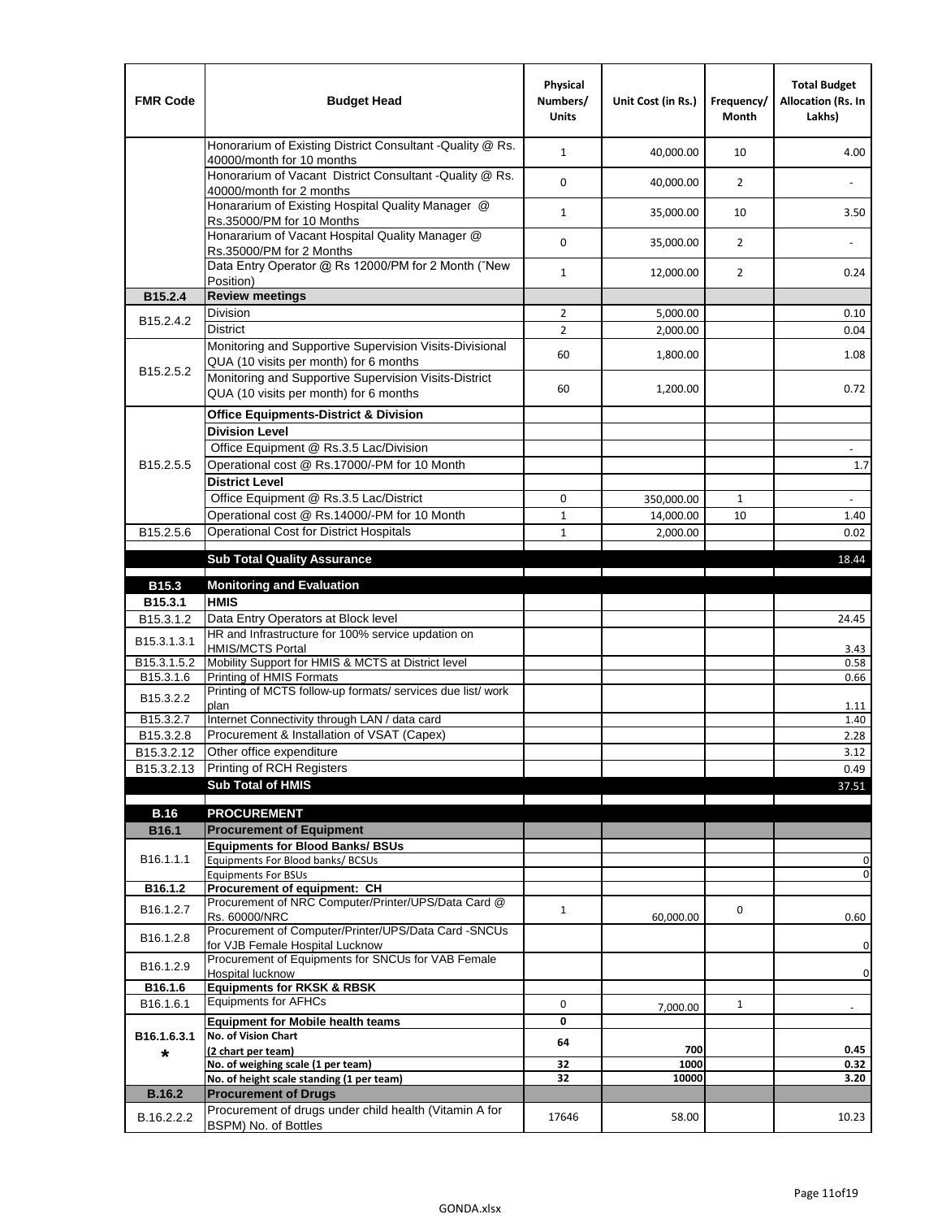| FMR Code | Budget Head | Physical Numbers/ Units | Unit Cost (in Rs.) | Frequency/ Month | Total Budget Allocation (Rs. In Lakhs) |
|---|---|---|---|---|---|
| | Honorarium of Existing District Consultant -Quality @ Rs. 40000/month for 10 months | 1 | 40,000.00 | 10 | 4.00 |
| | Honorarium of Vacant District Consultant -Quality @ Rs. 40000/month for 2 months | 0 | 40,000.00 | 2 | - |
| | Honararium of Existing Hospital Quality Manager @ Rs.35000/PM for 10 Months | 1 | 35,000.00 | 10 | 3.50 |
| | Honararium of Vacant Hospital Quality Manager @ Rs.35000/PM for 2 Months | 0 | 35,000.00 | 2 | - |
| | Data Entry Operator @ Rs 12000/PM for 2 Month (˜New Position) | 1 | 12,000.00 | 2 | 0.24 |
| **B15.2.4** | **Review meetings** | | | | |
| B15.2.4.2 | Division | 2 | 5,000.00 | | 0.10 |
| | District | 2 | 2,000.00 | | 0.04 |
| B15.2.5.2 | Monitoring and Supportive Supervision Visits-Divisional QUA (10 visits per month) for 6 months | 60 | 1,800.00 | | 1.08 |
| | Monitoring and Supportive Supervision Visits-District QUA (10 visits per month) for 6 months | 60 | 1,200.00 | | 0.72 |
| B15.2.5.5 | **Office Equipments-District & Division** | | | | |
| | **Division Level** | | | | |
| | Office Equipment @ Rs.3.5 Lac/Division | | | | - |
| | Operational cost @ Rs.17000/-PM for 10 Month | | | | 1.7 |
| | **District Level** | | | | |
| | Office Equipment @ Rs.3.5 Lac/District | 0 | 350,000.00 | 1 | - |
| | Operational cost @ Rs.14000/-PM for 10 Month | 1 | 14,000.00 | 10 | 1.40 |
| B15.2.5.6 | Operational Cost for District Hospitals | 1 | 2,000.00 | | 0.02 |
| | **Sub Total Quality Assurance** | | | | 18.44 |
| **B15.3** | **Monitoring and Evaluation** | | | | |
| **B15.3.1** | **HMIS** | | | | |
| B15.3.1.2 | Data Entry Operators at Block level | | | | 24.45 |
| B15.3.1.3.1 | HR and Infrastructure for 100% service updation on HMIS/MCTS Portal | | | | 3.43 |
| B15.3.1.5.2 | Mobility Support for HMIS & MCTS at District level | | | | 0.58 |
| B15.3.1.6 | Printing of HMIS Formats | | | | 0.66 |
| B15.3.2.2 | Printing of MCTS follow-up formats/ services due list/ work plan | | | | 1.11 |
| B15.3.2.7 | Internet Connectivity through LAN / data card | | | | 1.40 |
| B15.3.2.8 | Procurement & Installation of VSAT (Capex) | | | | 2.28 |
| B15.3.2.12 | Other office expenditure | | | | 3.12 |
| B15.3.2.13 | Printing of RCH Registers | | | | 0.49 |
| | **Sub Total of HMIS** | | | | 37.51 |
| **B.16** | **PROCUREMENT** | | | | |
| **B16.1** | **Procurement of Equipment** | | | | |
| B16.1.1.1 | **Equipments for Blood Banks/ BSUs** | | | | |
| | Equipments For Blood banks/ BCSUs | | | | 0 |
| | Equipments For BSUs | | | | 0 |
| **B16.1.2** | **Procurement of equipment: CH** | | | | |
| B16.1.2.7 | Procurement of NRC Computer/Printer/UPS/Data Card @ Rs. 60000/NRC | 1 | 60,000.00 | 0 | 0.60 |
| B16.1.2.8 | Procurement of Computer/Printer/UPS/Data Card -SNCUs for VJB Female Hospital Lucknow | | | | 0 |
| B16.1.2.9 | Procurement of Equipments for SNCUs for VAB Female Hospital lucknow | | | | 0 |
| **B16.1.6** | **Equipments for RKSK & RBSK** | | | | |
| B16.1.6.1 | Equipments for AFHCs | 0 | 7,000.00 | 1 | - |
| **B16.1.6.3.1 *** | **Equipment for Mobile health teams** | **0** | | | |
| | **No. of Vision Chart (2 chart per team)** | **64** | **700** | | **0.45** |
| | **No. of weighing scale (1 per team)** | **32** | **1000** | | **0.32** |
| | **No. of height scale standing (1 per team)** | **32** | **10000** | | **3.20** |
| **B.16.2** | **Procurement of Drugs** | | | | |
| B.16.2.2.2 | Procurement of drugs under child health (Vitamin A for BSPM) No. of Bottles | 17646 | 58.00 | | 10.23 |

GONDA.xlsx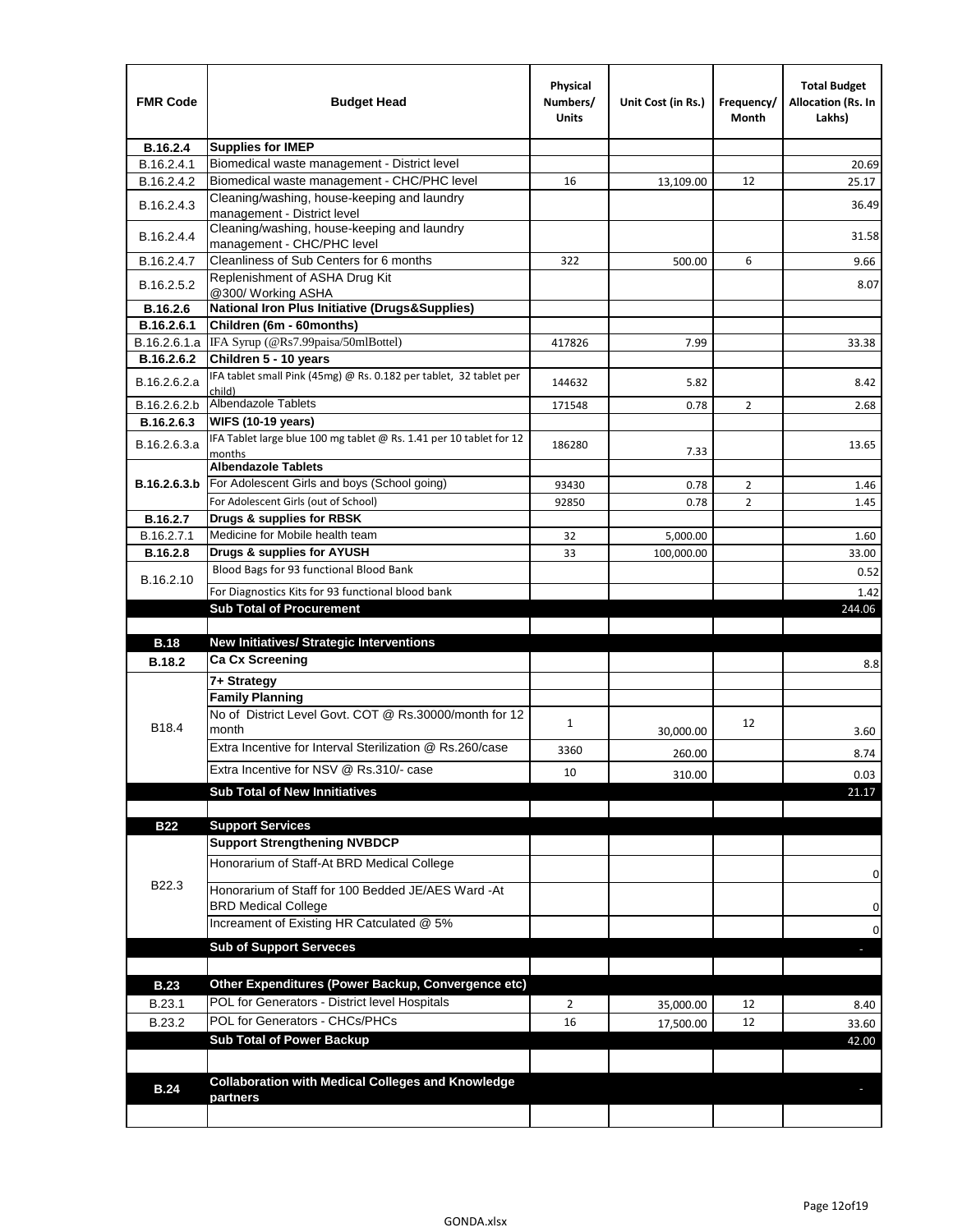| FMR Code | Budget Head | Physical Numbers/ Units | Unit Cost (in Rs.) | Frequency/ Month | Total Budget Allocation (Rs. In Lakhs) |
|---|---|---|---|---|---|
| **B.16.2.4** | **Supplies for IMEP** | | | | |
| B.16.2.4.1 | Biomedical waste management - District level | | | | 20.69 |
| B.16.2.4.2 | Biomedical waste management - CHC/PHC level | 16 | 13,109.00 | 12 | 25.17 |
| B.16.2.4.3 | Cleaning/washing, house-keeping and laundry management - District level | | | | 36.49 |
| B.16.2.4.4 | Cleaning/washing, house-keeping and laundry management - CHC/PHC level | | | | 31.58 |
| B.16.2.4.7 | Cleanliness of Sub Centers for 6 months | 322 | 500.00 | 6 | 9.66 |
| B.16.2.5.2 | Replenishment of ASHA Drug Kit @300/ Working ASHA | | | | 8.07 |
| **B.16.2.6** | **National Iron Plus Initiative (Drugs&Supplies)** | | | | |
| **B.16.2.6.1** | **Children (6m - 60months)** | | | | |
| B.16.2.6.1.a | IFA Syrup (@Rs7.99paisa/50mlBottel) | 417826 | 7.99 | | 33.38 |
| **B.16.2.6.2** | **Children 5 - 10 years** | | | | |
| B.16.2.6.2.a | IFA tablet small Pink (45mg) @ Rs. 0.182 per tablet, 32 tablet per child) | 144632 | 5.82 | | 8.42 |
| B.16.2.6.2.b | Albendazole Tablets | 171548 | 0.78 | 2 | 2.68 |
| **B.16.2.6.3** | **WIFS (10-19 years)** | | | | |
| B.16.2.6.3.a | IFA Tablet large blue 100 mg tablet @ Rs. 1.41 per 10 tablet for 12 months | 186280 | 7.33 | | 13.65 |
| **B.16.2.6.3.b** | **Albendazole Tablets** | | | | |
| | For Adolescent Girls and boys (School going) | 93430 | 0.78 | 2 | 1.46 |
| | For Adolescent Girls (out of School) | 92850 | 0.78 | 2 | 1.45 |
| **B.16.2.7** | **Drugs & supplies for RBSK** | | | | |
| B.16.2.7.1 | Medicine for Mobile health team | 32 | 5,000.00 | | 1.60 |
| **B.16.2.8** | **Drugs & supplies for AYUSH** | 33 | 100,000.00 | | 33.00 |
| B.16.2.10 | Blood Bags for 93 functional Blood Bank | | | | 0.52 |
| | For Diagnostics Kits for 93 functional blood bank | | | | 1.42 |
| | **Sub Total of Procurement** | | | | 244.06 |
| | | | | | |
| **B.18** | **New Initiatives/ Strategic Interventions** | | | | |
| **B.18.2** | **Ca Cx Screening** | | | | 8.8 |
| B18.4 | **7+ Strategy** | | | | |
| | **Family Planning** | | | | |
| | No of District Level Govt. COT @ Rs.30000/month for 12 month | 1 | 30,000.00 | 12 | 3.60 |
| | Extra Incentive for Interval Sterilization @ Rs.260/case | 3360 | 260.00 | | 8.74 |
| | Extra Incentive for NSV @ Rs.310/- case | 10 | 310.00 | | 0.03 |
| | **Sub Total of New Innitiatives** | | | | 21.17 |
| | | | | | |
| **B22** | **Support Services** | | | | |
| B22.3 | **Support Strengthening NVBDCP** | | | | |
| | Honorarium of Staff-At BRD Medical College | | | | 0 |
| | Honorarium of Staff for 100 Bedded JE/AES Ward -At BRD Medical College | | | | 0 |
| | Increament of Existing HR Catculated @ 5% | | | | 0 |
| | **Sub of Support Serveces** | | | | - |
| | | | | | |
| **B.23** | **Other Expenditures (Power Backup, Convergence etc)** | | | | |
| B.23.1 | POL for Generators - District level Hospitals | 2 | 35,000.00 | 12 | 8.40 |
| B.23.2 | POL for Generators - CHCs/PHCs | 16 | 17,500.00 | 12 | 33.60 |
| | **Sub Total of Power Backup** | | | | 42.00 |
| | | | | | |
| **B.24** | **Collaboration with Medical Colleges and Knowledge partners** | | | | - |
| | | | | | |

GONDA.xlsx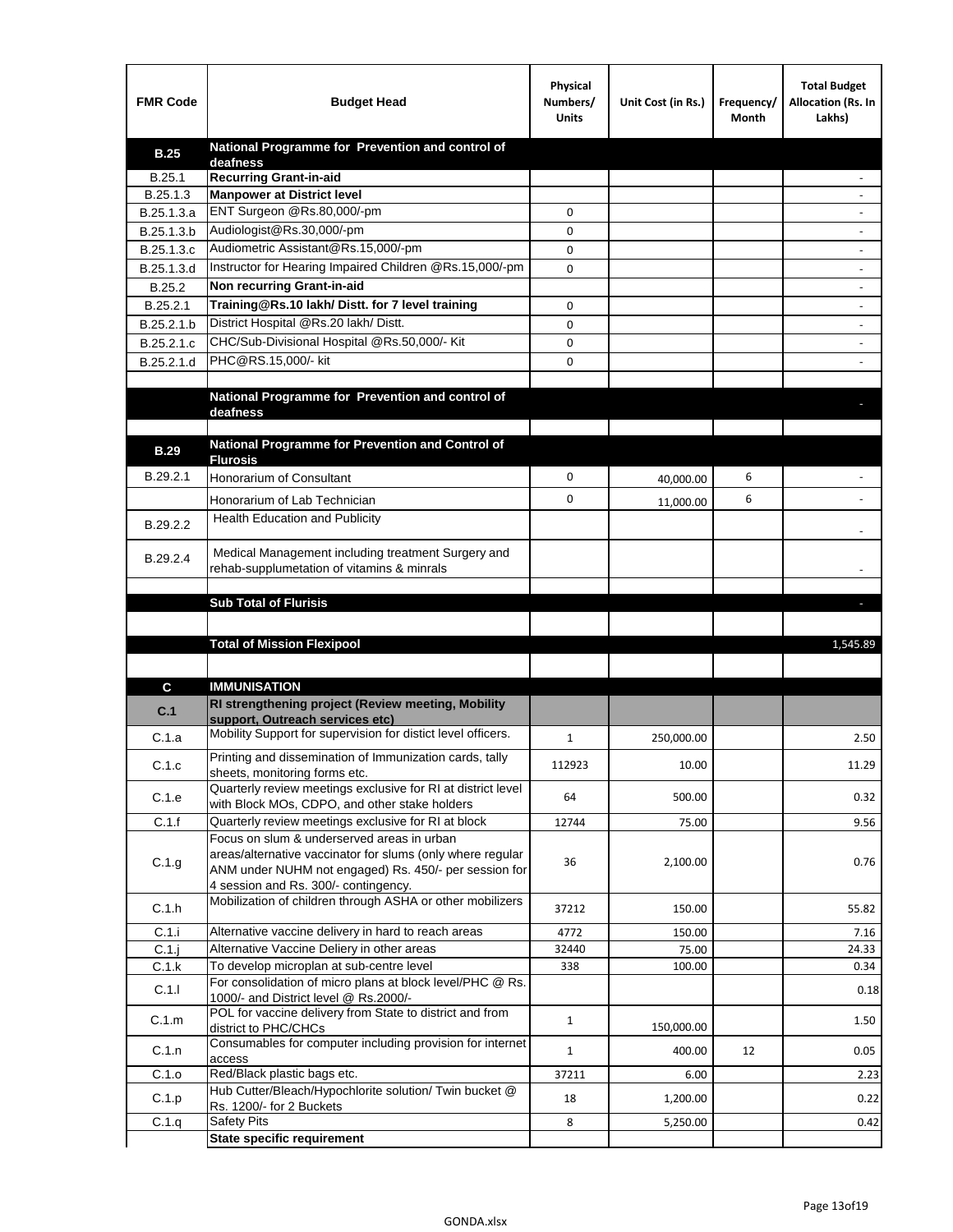| FMR Code | Budget Head | Physical Numbers/ Units | Unit Cost (in Rs.) | Frequency/ Month | Total Budget Allocation (Rs. In Lakhs) |
|---|---|---|---|---|---|
| **B.25** | **National Programme for Prevention and control of deafness** | | | | |
| B.25.1 | **Recurring Grant-in-aid** | | | | - |
| B.25.1.3 | **Manpower at District level** | | | | - |
| B.25.1.3.a | ENT Surgeon @Rs.80,000/-pm | 0 | | | - |
| B.25.1.3.b | Audiologist@Rs.30,000/-pm | 0 | | | - |
| B.25.1.3.c | Audiometric Assistant@Rs.15,000/-pm | 0 | | | - |
| B.25.1.3.d | Instructor for Hearing Impaired Children @Rs.15,000/-pm | 0 | | | - |
| B.25.2 | **Non recurring Grant-in-aid** | | | | - |
| B.25.2.1 | **Training@Rs.10 lakh/ Distt. for 7 level training** | 0 | | | - |
| B.25.2.1.b | District Hospital @Rs.20 lakh/ Distt. | 0 | | | - |
| B.25.2.1.c | CHC/Sub-Divisional Hospital @Rs.50,000/- Kit | 0 | | | - |
| B.25.2.1.d | PHC@RS.15,000/- kit | 0 | | | - |
| | | | | | |
| | **National Programme for Prevention and control of deafness** | | | | - |
| | | | | | |
| **B.29** | **National Programme for Prevention and Control of Flurosis** | | | | |
| B.29.2.1 | Honorarium of Consultant | 0 | 40,000.00 | 6 | - |
| | Honorarium of Lab Technician | 0 | 11,000.00 | 6 | - |
| B.29.2.2 | Health Education and Publicity | | | | - |
| B.29.2.4 | Medical Management including treatment Surgery and rehab-supplumetation of vitamins & minrals | | | | - |
| | | | | | |
| | **Sub Total of Flurisis** | | | | - |
| | | | | | |
| | **Total of Mission Flexipool** | | | | 1,545.89 |
| | | | | | |
| **C** | **IMMUNISATION** | | | | |
| **C.1** | **RI strengthening project (Review meeting, Mobility support, Outreach services etc)** | | | | |
| C.1.a | Mobility Support for supervision for distict level officers. | 1 | 250,000.00 | | 2.50 |
| C.1.c | Printing and dissemination of Immunization cards, tally sheets, monitoring forms etc. | 112923 | 10.00 | | 11.29 |
| C.1.e | Quarterly review meetings exclusive for RI at district level with Block MOs, CDPO, and other stake holders | 64 | 500.00 | | 0.32 |
| C.1.f | Quarterly review meetings exclusive for RI at block | 12744 | 75.00 | | 9.56 |
| C.1.g | Focus on slum & underserved areas in urban areas/alternative vaccinator for slums (only where regular ANM under NUHM not engaged) Rs. 450/- per session for 4 session and Rs. 300/- contingency. | 36 | 2,100.00 | | 0.76 |
| C.1.h | Mobilization of children through ASHA or other mobilizers | 37212 | 150.00 | | 55.82 |
| C.1.i | Alternative vaccine delivery in hard to reach areas | 4772 | 150.00 | | 7.16 |
| C.1.j | Alternative Vaccine Deliery in other areas | 32440 | 75.00 | | 24.33 |
| C.1.k | To develop microplan at sub-centre level | 338 | 100.00 | | 0.34 |
| C.1.l | For consolidation of micro plans at block level/PHC @ Rs. 1000/- and District level @ Rs.2000/- | | | | 0.18 |
| C.1.m | POL for vaccine delivery from State to district and from district to PHC/CHCs | 1 | 150,000.00 | | 1.50 |
| C.1.n | Consumables for computer including provision for internet access | 1 | 400.00 | 12 | 0.05 |
| C.1.o | Red/Black plastic bags etc. | 37211 | 6.00 | | 2.23 |
| C.1.p | Hub Cutter/Bleach/Hypochlorite solution/ Twin bucket @ Rs. 1200/- for 2 Buckets | 18 | 1,200.00 | | 0.22 |
| C.1.q | Safety Pits | 8 | 5,250.00 | | 0.42 |
| | **State specific requirement** | | | | |

GONDA.xlsx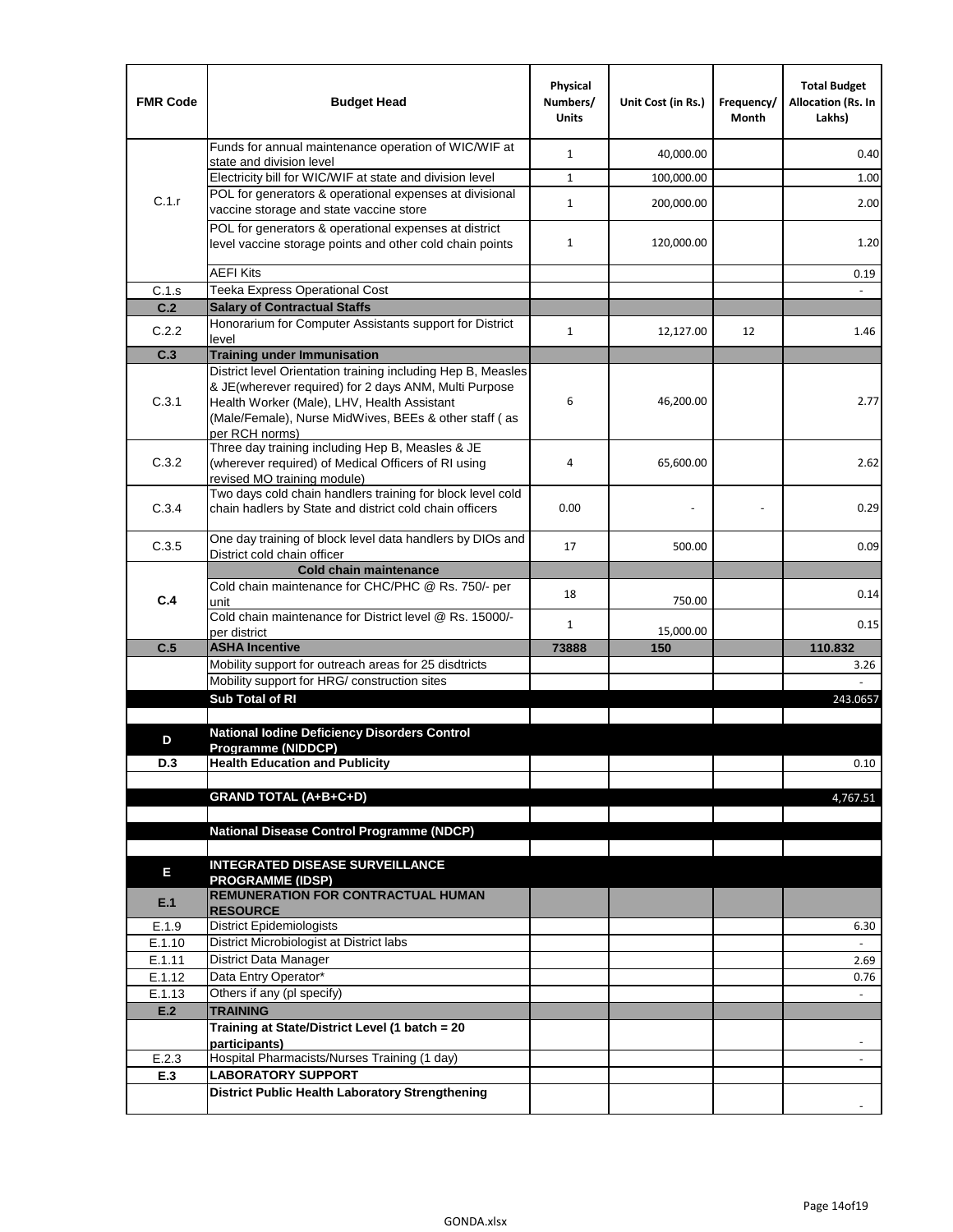| FMR Code | Budget Head | Physical Numbers/ Units | Unit Cost (in Rs.) | Frequency/ Month | Total Budget Allocation (Rs. In Lakhs) |
|---|---|---|---|---|---|
| C.1.r | Funds for annual maintenance operation of WIC/WIF at state and division level | 1 | 40,000.00 | | 0.40 |
| | Electricity bill for WIC/WIF at state and division level | 1 | 100,000.00 | | 1.00 |
| | POL for generators & operational expenses at divisional vaccine storage and state vaccine store | 1 | 200,000.00 | | 2.00 |
| | POL for generators & operational expenses at district level vaccine storage points and other cold chain points | 1 | 120,000.00 | | 1.20 |
| | AEFI Kits | | | | 0.19 |
| C.1.s | Teeka Express Operational Cost | | | | - |
| **C.2** | **Salary of Contractual Staffs** | | | | |
| C.2.2 | Honorarium for Computer Assistants support for District level | 1 | 12,127.00 | 12 | 1.46 |
| **C.3** | **Training under Immunisation** | | | | |
| C.3.1 | District level Orientation training including Hep B, Measles & JE(wherever required) for 2 days ANM, Multi Purpose Health Worker (Male), LHV, Health Assistant (Male/Female), Nurse MidWives, BEEs & other staff ( as per RCH norms) | 6 | 46,200.00 | | 2.77 |
| C.3.2 | Three day training including Hep B, Measles & JE (wherever required) of Medical Officers of RI using revised MO training module) | 4 | 65,600.00 | | 2.62 |
| C.3.4 | Two days cold chain handlers training for block level cold chain hadlers by State and district cold chain officers | 0.00 | - | - | 0.29 |
| C.3.5 | One day training of block level data handlers by DIOs and District cold chain officer | 17 | 500.00 | | 0.09 |
| **C.4** | **Cold chain maintenance** | | | | |
| | Cold chain maintenance for CHC/PHC @ Rs. 750/- per unit | 18 | 750.00 | | 0.14 |
| | Cold chain maintenance for District level @ Rs. 15000/- per district | 1 | 15,000.00 | | 0.15 |
| **C.5** | **ASHA Incentive** | **73888** | **150** | | **110.832** |
| | Mobility support for outreach areas for 25 disdtricts | | | | 3.26 |
| | Mobility support for HRG/ construction sites | | | | - |
| | **Sub Total of RI** | | | | 243.0657 |
| | | | | | |
| **D** | **National Iodine Deficiency Disorders Control Programme (NIDDCP)** | | | | |
| **D.3** | **Health Education and Publicity** | | | | 0.10 |
| | | | | | |
| | **GRAND TOTAL (A+B+C+D)** | | | | 4,767.51 |
| | | | | | |
| | **National Disease Control Programme (NDCP)** | | | | |
| | | | | | |
| **E** | **INTEGRATED DISEASE SURVEILLANCE PROGRAMME (IDSP)** | | | | |
| **E.1** | **REMUNERATION FOR CONTRACTUAL HUMAN RESOURCE** | | | | |
| E.1.9 | District Epidemiologists | | | | 6.30 |
| E.1.10 | District Microbiologist at District labs | | | | - |
| E.1.11 | District Data Manager | | | | 2.69 |
| E.1.12 | Data Entry Operator* | | | | 0.76 |
| E.1.13 | Others if any (pl specify) | | | | - |
| **E.2** | **TRAINING** | | | | |
| | **Training at State/District Level (1 batch = 20 participants)** | | | | - |
| E.2.3 | Hospital Pharmacists/Nurses Training (1 day) | | | | - |
| **E.3** | **LABORATORY SUPPORT** | | | | |
| | **District Public Health Laboratory Strengthening** | | | | - |

GONDA.xlsx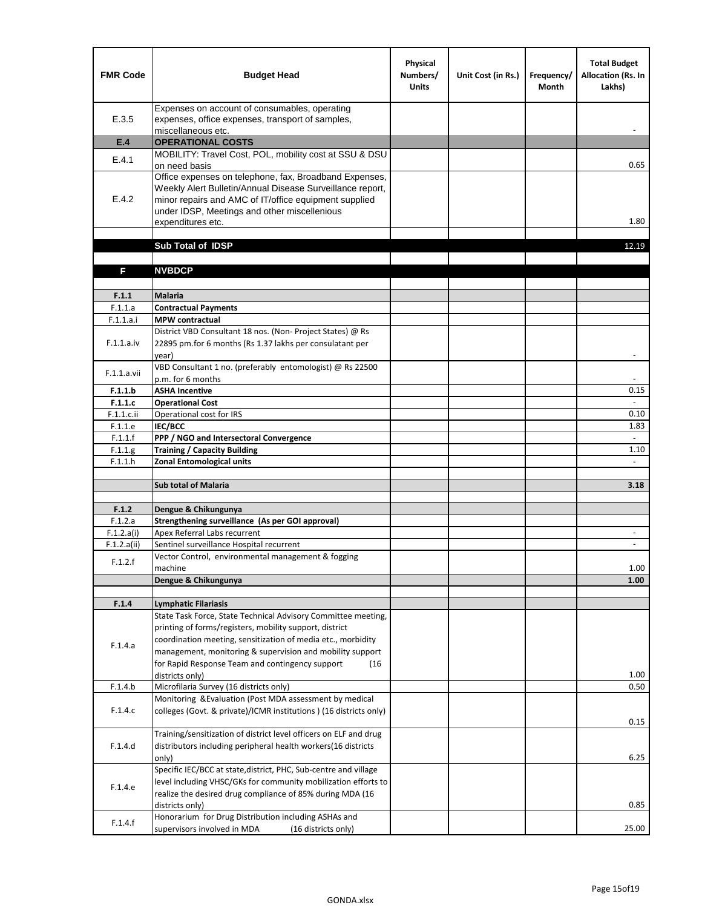| FMR Code | Budget Head | Physical Numbers/ Units | Unit Cost (in Rs.) | Frequency/ Month | Total Budget Allocation (Rs. In Lakhs) |
|---|---|---|---|---|---|
| E.3.5 | Expenses on account of consumables, operating expenses, office expenses, transport of samples, miscellaneous etc. | | | | - |
| **E.4** | **OPERATIONAL COSTS** | | | | |
| E.4.1 | MOBILITY: Travel Cost, POL, mobility cost at SSU & DSU on need basis | | | | 0.65 |
| E.4.2 | Office expenses on telephone, fax, Broadband Expenses, Weekly Alert Bulletin/Annual Disease Surveillance report, minor repairs and AMC of IT/office equipment supplied under IDSP, Meetings and other miscellenious expenditures etc. | | | | 1.80 |
| | | | | | |
| | **Sub Total of IDSP** | | | | 12.19 |
| | | | | | |
| **F** | **NVBDCP** | | | | |
| | | | | | |
| **F.1.1** | **Malaria** | | | | |
| F.1.1.a | **Contractual Payments** | | | | |
| F.1.1.a.i | **MPW contractual** | | | | |
| F.1.1.a.iv | District VBD Consultant 18 nos. (Non- Project States) @ Rs 22895 pm.for 6 months (Rs 1.37 lakhs per consulatant per year) | | | | - |
| F.1.1.a.vii | VBD Consultant 1 no. (preferably entomologist) @ Rs 22500 p.m. for 6 months | | | | - |
| **F.1.1.b** | **ASHA Incentive** | | | | 0.15 |
| **F.1.1.c** | **Operational Cost** | | | | - |
| F.1.1.c.ii | Operational cost for IRS | | | | 0.10 |
| F.1.1.e | **IEC/BCC** | | | | 1.83 |
| F.1.1.f | **PPP / NGO and Intersectoral Convergence** | | | | - |
| F.1.1.g | **Training / Capacity Building** | | | | 1.10 |
| F.1.1.h | **Zonal Entomological units** | | | | - |
| | | | | | |
| | **Sub total of Malaria** | | | | **3.18** |
| | | | | | |
| **F.1.2** | **Dengue & Chikungunya** | | | | |
| F.1.2.a | **Strengthening surveillance (As per GOI approval)** | | | | |
| F.1.2.a(i) | Apex Referral Labs recurrent | | | | - |
| F.1.2.a(ii) | Sentinel surveillance Hospital recurrent | | | | - |
| F.1.2.f | Vector Control, environmental management & fogging machine | | | | 1.00 |
| | **Dengue & Chikungunya** | | | | **1.00** |
| | | | | | |
| **F.1.4** | **Lymphatic Filariasis** | | | | |
| F.1.4.a | State Task Force, State Technical Advisory Committee meeting, printing of forms/registers, mobility support, district coordination meeting, sensitization of media etc., morbidity management, monitoring & supervision and mobility support for Rapid Response Team and contingency support (16 districts only) | | | | 1.00 |
| F.1.4.b | Microfilaria Survey (16 districts only) | | | | 0.50 |
| F.1.4.c | Monitoring &Evaluation (Post MDA assessment by medical colleges (Govt. & private)/ICMR institutions ) (16 districts only) | | | | 0.15 |
| F.1.4.d | Training/sensitization of district level officers on ELF and drug distributors including peripheral health workers(16 districts only) | | | | 6.25 |
| F.1.4.e | Specific IEC/BCC at state,district, PHC, Sub-centre and village level including VHSC/GKs for community mobilization efforts to realize the desired drug compliance of 85% during MDA (16 districts only) | | | | 0.85 |
| F.1.4.f | Honorarium for Drug Distribution including ASHAs and supervisors involved in MDA (16 districts only) | | | | 25.00 |

GONDA.xlsx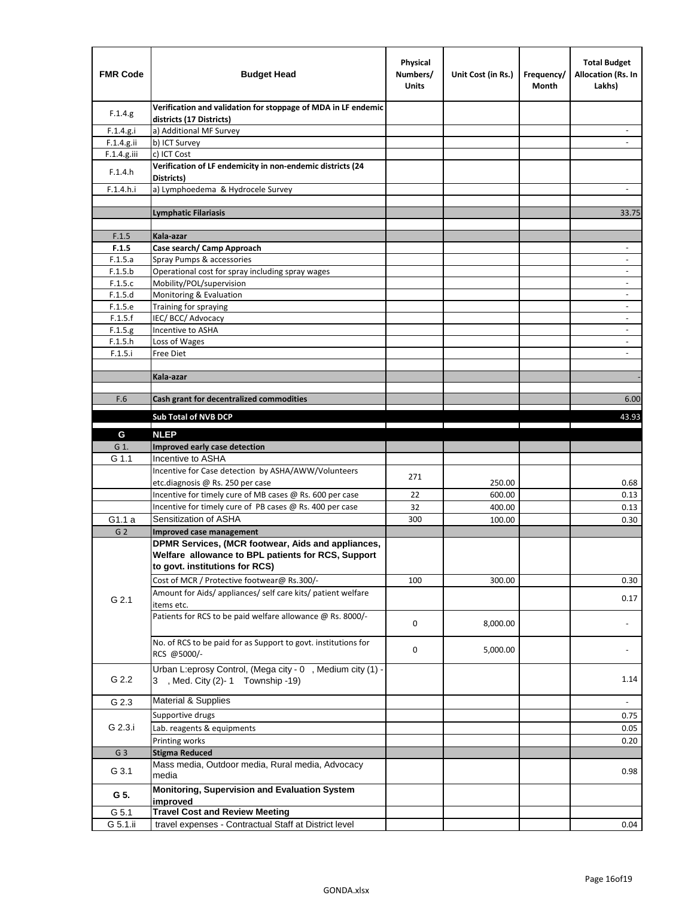| FMR Code | Budget Head | Physical Numbers/ Units | Unit Cost (in Rs.) | Frequency/ Month | Total Budget Allocation (Rs. In Lakhs) |
|---|---|---|---|---|---|
| F.1.4.g | **Verification and validation for stoppage of MDA in LF endemic districts (17 Districts)** | | | | |
| F.1.4.g.i | a) Additional MF Survey | | | | - |
| F.1.4.g.ii | b) ICT Survey | | | | - |
| F.1.4.g.iii | c) ICT Cost | | | | |
| F.1.4.h | **Verification of LF endemicity in non-endemic districts (24 Districts)** | | | | |
| F.1.4.h.i | a) Lymphoedema & Hydrocele Survey | | | | - |
| | | | | | |
| | **Lymphatic Filariasis** | | | | 33.75 |
| | | | | | |
| F.1.5 | **Kala-azar** | | | | |
| **F.1.5** | **Case search/ Camp Approach** | | | | - |
| F.1.5.a | Spray Pumps & accessories | | | | - |
| F.1.5.b | Operational cost for spray including spray wages | | | | - |
| F.1.5.c | Mobility/POL/supervision | | | | - |
| F.1.5.d | Monitoring & Evaluation | | | | - |
| F.1.5.e | Training for spraying | | | | - |
| F.1.5.f | IEC/ BCC/ Advocacy | | | | - |
| F.1.5.g | Incentive to ASHA | | | | - |
| F.1.5.h | Loss of Wages | | | | - |
| F.1.5.i | Free Diet | | | | - |
| | | | | | |
| | **Kala-azar** | | | | - |
| | | | | | |
| F.6 | **Cash grant for decentralized commodities** | | | | 6.00 |
| | **Sub Total of NVB DCP** | | | | 43.93 |
| **G** | **NLEP** | | | | |
| G 1. | **Improved early case detection** | | | | |
| G 1.1 | Incentive to ASHA | | | | |
| | Incentive for Case detection by ASHA/AWW/Volunteers etc.diagnosis @ Rs. 250 per case | 271 | 250.00 | | 0.68 |
| | Incentive for timely cure of MB cases @ Rs. 600 per case | 22 | 600.00 | | 0.13 |
| | Incentive for timely cure of PB cases @ Rs. 400 per case | 32 | 400.00 | | 0.13 |
| G1.1 a | Sensitization of ASHA | 300 | 100.00 | | 0.30 |
| G 2 | **Improved case management** | | | | |
| G 2.1 | **DPMR Services, (MCR footwear, Aids and appliances, Welfare allowance to BPL patients for RCS, Support to govt. institutions for RCS)** | | | | |
| | Cost of MCR / Protective footwear@ Rs.300/- | 100 | 300.00 | | 0.30 |
| | Amount for Aids/ appliances/ self care kits/ patient welfare items etc. | | | | 0.17 |
| | Patients for RCS to be paid welfare allowance @ Rs. 8000/- | 0 | 8,000.00 | | - |
| | No. of RCS to be paid for as Support to govt. institutions for RCS @5000/- | 0 | 5,000.00 | | - |
| G 2.2 | Urban L:eprosy Control, (Mega city - 0 , Medium city (1) - 3 , Med. City (2)- 1 Township -19) | | | | 1.14 |
| G 2.3 | Material & Supplies | | | | - |
| G 2.3.i | Supportive drugs | | | | 0.75 |
| | Lab. reagents & equipments | | | | 0.05 |
| | Printing works | | | | 0.20 |
| G 3 | **Stigma Reduced** | | | | |
| G 3.1 | Mass media, Outdoor media, Rural media, Advocacy media | | | | 0.98 |
| **G 5.** | **Monitoring, Supervision and Evaluation System improved** | | | | |
| G 5.1 | **Travel Cost and Review Meeting** | | | | |
| G 5.1.ii | travel expenses - Contractual Staff at District level | | | | 0.04 |

GONDA.xlsx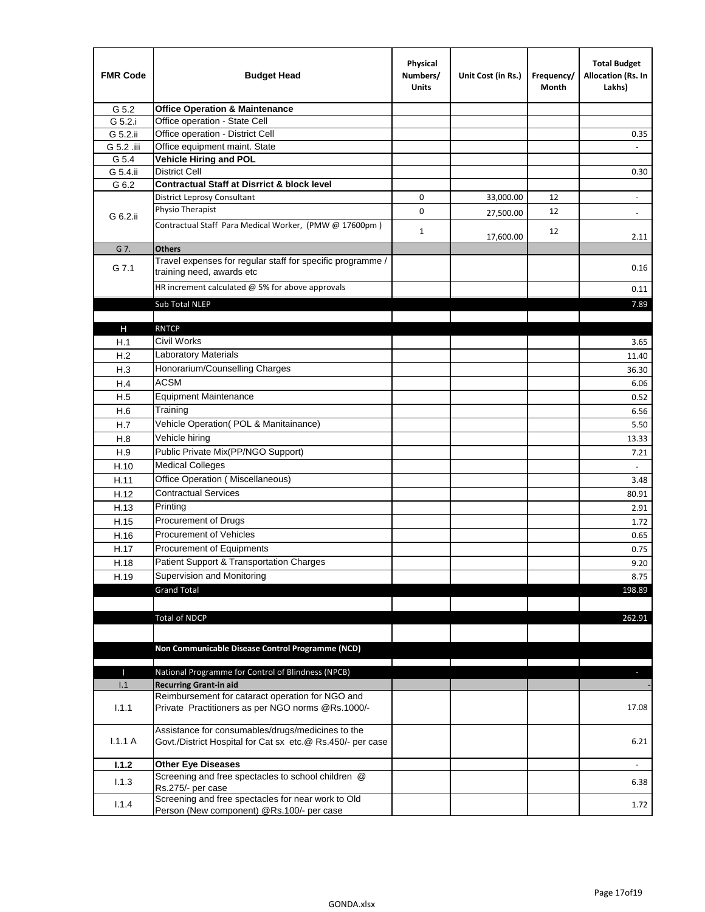| FMR Code | Budget Head | Physical Numbers/ Units | Unit Cost (in Rs.) | Frequency/ Month | Total Budget Allocation (Rs. In Lakhs) |
|---|---|---|---|---|---|
| G 5.2 | **Office Operation & Maintenance** | | | | |
| G 5.2.i | Office operation - State Cell | | | | |
| G 5.2.ii | Office operation - District Cell | | | | 0.35 |
| G 5.2 .iii | Office equipment maint. State | | | | - |
| G 5.4 | **Vehicle Hiring and POL** | | | | |
| G 5.4.ii | District Cell | | | | 0.30 |
| G 6.2 | **Contractual Staff at Disrrict & block level** | | | | |
| G 6.2.ii | District Leprosy Consultant | 0 | 33,000.00 | 12 | - |
| | Physio Therapist | 0 | 27,500.00 | 12 | - |
| | Contractual Staff Para Medical Worker, (PMW @ 17600pm ) | 1 | 17,600.00 | 12 | 2.11 |
| G 7. | **Others** | | | | |
| G 7.1 | Travel expenses for regular staff for specific programme / training need, awards etc | | | | 0.16 |
| | HR increment calculated @ 5% for above approvals | | | | 0.11 |
| | Sub Total NLEP | | | | 7.89 |
| | | | | | |
| H | RNTCP | | | | |
| H.1 | Civil Works | | | | 3.65 |
| H.2 | Laboratory Materials | | | | 11.40 |
| H.3 | Honorarium/Counselling Charges | | | | 36.30 |
| H.4 | ACSM | | | | 6.06 |
| H.5 | Equipment Maintenance | | | | 0.52 |
| H.6 | Training | | | | 6.56 |
| H.7 | Vehicle Operation( POL & Manitainance) | | | | 5.50 |
| H.8 | Vehicle hiring | | | | 13.33 |
| H.9 | Public Private Mix(PP/NGO Support) | | | | 7.21 |
| H.10 | Medical Colleges | | | | - |
| H.11 | Office Operation ( Miscellaneous) | | | | 3.48 |
| H.12 | Contractual Services | | | | 80.91 |
| H.13 | Printing | | | | 2.91 |
| H.15 | Procurement of Drugs | | | | 1.72 |
| H.16 | Procurement of Vehicles | | | | 0.65 |
| H.17 | Procurement of Equipments | | | | 0.75 |
| H.18 | Patient Support & Transportation Charges | | | | 9.20 |
| H.19 | Supervision and Monitoring | | | | 8.75 |
| | Grand Total | | | | 198.89 |
| | | | | | |
| | Total of NDCP | | | | 262.91 |
| | | | | | |
| | **Non Communicable Disease Control Programme (NCD)** | | | | |
| | | | | | |
| I | National Programme for Control of Blindness (NPCB) | | | | - |
| I.1 | **Recurring Grant-in aid** | | | | - |
| I.1.1 | Reimbursement for cataract operation for NGO and Private Practitioners as per NGO norms @Rs.1000/- | | | | 17.08 |
| I.1.1 A | Assistance for consumables/drugs/medicines to the Govt./District Hospital for Cat sx etc.@ Rs.450/- per case | | | | 6.21 |
| **I.1.2** | **Other Eye Diseases** | | | | - |
| I.1.3 | Screening and free spectacles to school children @ Rs.275/- per case | | | | 6.38 |
| I.1.4 | Screening and free spectacles for near work to Old Person (New component) @Rs.100/- per case | | | | 1.72 |

GONDA.xlsx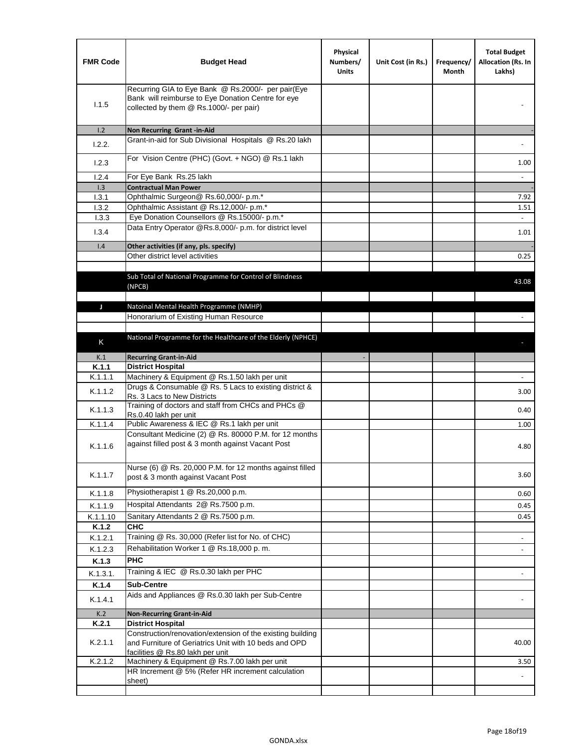| FMR Code | Budget Head | Physical Numbers/ Units | Unit Cost (in Rs.) | Frequency/ Month | Total Budget Allocation (Rs. In Lakhs) |
|---|---|---|---|---|---|
| I.1.5 | Recurring GIA to Eye Bank @ Rs.2000/- per pair(Eye Bank will reimburse to Eye Donation Centre for eye collected by them @ Rs.1000/- per pair) | | | | - |
| I.2 | **Non Recurring Grant -in-Aid** | | | | - |
| I.2.2. | Grant-in-aid for Sub Divisional Hospitals @ Rs.20 lakh | | | | - |
| I.2.3 | For Vision Centre (PHC) (Govt. + NGO) @ Rs.1 lakh | | | | 1.00 |
| I.2.4 | For Eye Bank Rs.25 lakh | | | | - |
| I.3 | **Contractual Man Power** | | | | - |
| I.3.1 | Ophthalmic Surgeon@ Rs.60,000/- p.m.* | | | | 7.92 |
| I.3.2 | Ophthalmic Assistant @ Rs.12,000/- p.m.* | | | | 1.51 |
| I.3.3 | Eye Donation Counsellors @ Rs.15000/- p.m.* | | | | - |
| I.3.4 | Data Entry Operator @Rs.8,000/- p.m. for district level | | | | 1.01 |
| I.4 | **Other activities (if any, pls. specify)** | | | | - |
| | Other district level activities | | | | 0.25 |
| | | | | | |
| | Sub Total of National Programme for Control of Blindness (NPCB) | | | | 43.08 |
| | | | | | |
| J | Natoinal Mental Health Programme (NMHP) | | | | |
| | Honorarium of Existing Human Resource | | | | - |
| | | | | | |
| K | National Programme for the Healthcare of the Elderly (NPHCE) | | | | - |
| K.1 | **Recurring Grant-in-Aid** | - | | | |
| **K.1.1** | **District Hospital** | | | | |
| K.1.1.1 | Machinery & Equipment @ Rs.1.50 lakh per unit | | | | - |
| K.1.1.2 | Drugs & Consumable @ Rs. 5 Lacs to existing district & Rs. 3 Lacs to New Districts | | | | 3.00 |
| K.1.1.3 | Training of doctors and staff from CHCs and PHCs @ Rs.0.40 lakh per unit | | | | 0.40 |
| K.1.1.4 | Public Awareness & IEC @ Rs.1 lakh per unit | | | | 1.00 |
| K.1.1.6 | Consultant Medicine (2) @ Rs. 80000 P.M. for 12 months against filled post & 3 month against Vacant Post | | | | 4.80 |
| K.1.1.7 | Nurse (6) @ Rs. 20,000 P.M. for 12 months against filled post & 3 month against Vacant Post | | | | 3.60 |
| K.1.1.8 | Physiotherapist 1 @ Rs.20,000 p.m. | | | | 0.60 |
| K.1.1.9 | Hospital Attendants 2@ Rs.7500 p.m. | | | | 0.45 |
| K.1.1.10 | Sanitary Attendants 2 @ Rs.7500 p.m. | | | | 0.45 |
| **K.1.2** | **CHC** | | | | |
| K.1.2.1 | Training @ Rs. 30,000 (Refer list for No. of CHC) | | | | - |
| K.1.2.3 | Rehabilitation Worker 1 @ Rs.18,000 p. m. | | | | - |
| **K.1.3** | **PHC** | | | | |
| K.1.3.1. | Training & IEC @ Rs.0.30 lakh per PHC | | | | - |
| **K.1.4** | **Sub-Centre** | | | | |
| K.1.4.1 | Aids and Appliances @ Rs.0.30 lakh per Sub-Centre | | | | - |
| K.2 | **Non-Recurring Grant-in-Aid** | | | | |
| **K.2.1** | **District Hospital** | | | | |
| K.2.1.1 | Construction/renovation/extension of the existing building and Furniture of Geriatrics Unit with 10 beds and OPD facilities @ Rs.80 lakh per unit | | | | 40.00 |
| K.2.1.2 | Machinery & Equipment @ Rs.7.00 lakh per unit | | | | 3.50 |
| | HR Increment @ 5% (Refer HR increment calculation sheet) | | | | - |
| | | | | | |

GONDA.xlsx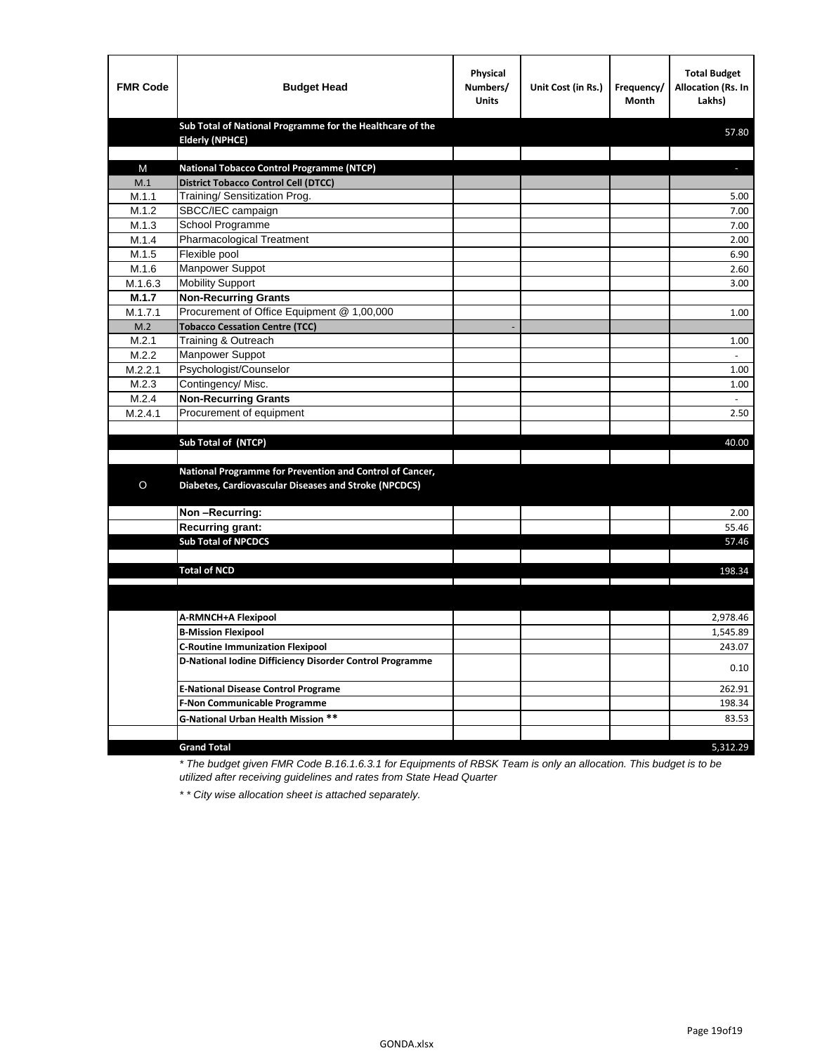| FMR Code | Budget Head | Physical Numbers/ Units | Unit Cost (in Rs.) | Frequency/ Month | Total Budget Allocation (Rs. In Lakhs) |
|---|---|---|---|---|---|
| | **Sub Total of National Programme for the Healthcare of the Elderly (NPHCE)** | | | | 57.80 |
| | | | | | |
| M | **National Tobacco Control Programme (NTCP)** | | | | - |
| M.1 | **District Tobacco Control Cell (DTCC)** | | | | |
| M.1.1 | Training/ Sensitization Prog. | | | | 5.00 |
| M.1.2 | SBCC/IEC campaign | | | | 7.00 |
| M.1.3 | School Programme | | | | 7.00 |
| M.1.4 | Pharmacological Treatment | | | | 2.00 |
| M.1.5 | Flexible pool | | | | 6.90 |
| M.1.6 | Manpower Suppot | | | | 2.60 |
| M.1.6.3 | Mobility Support | | | | 3.00 |
| **M.1.7** | **Non-Recurring Grants** | | | | |
| M.1.7.1 | Procurement of Office Equipment @ 1,00,000 | | | | 1.00 |
| M.2 | **Tobacco Cessation Centre (TCC)** | - | | | |
| M.2.1 | Training & Outreach | | | | 1.00 |
| M.2.2 | Manpower Suppot | | | | - |
| M.2.2.1 | Psychologist/Counselor | | | | 1.00 |
| M.2.3 | Contingency/ Misc. | | | | 1.00 |
| M.2.4 | **Non-Recurring Grants** | | | | - |
| M.2.4.1 | Procurement of equipment | | | | 2.50 |
| | | | | | |
| | **Sub Total of (NTCP)** | | | | 40.00 |
| | | | | | |
| O | **National Programme for Prevention and Control of Cancer, Diabetes, Cardiovascular Diseases and Stroke (NPCDCS)** | | | | |
| | **Non –Recurring:** | | | | 2.00 |
| | **Recurring grant:** | | | | 55.46 |
| | **Sub Total of NPCDCS** | | | | 57.46 |
| | | | | | |
| | **Total of NCD** | | | | 198.34 |
| | | | | | |
| | **A-RMNCH+A Flexipool** | | | | 2,978.46 |
| | **B-Mission Flexipool** | | | | 1,545.89 |
| | **C-Routine Immunization Flexipool** | | | | 243.07 |
| | **D-National Iodine Difficiency Disorder Control Programme** | | | | 0.10 |
| | **E-National Disease Control Programe** | | | | 262.91 |
| | **F-Non Communicable Programme** | | | | 198.34 |
| | **G-National Urban Health Mission \*\*** | | | | 83.53 |
| | | | | | |
| | **Grand Total** | | | | 5,312.29 |

*\* The budget given FMR Code B.16.1.6.3.1 for Equipments of RBSK Team is only an allocation. This budget is to be utilized after receiving guidelines and rates from State Head Quarter*

*\* \* City wise allocation sheet is attached separately.*

GONDA.xlsx